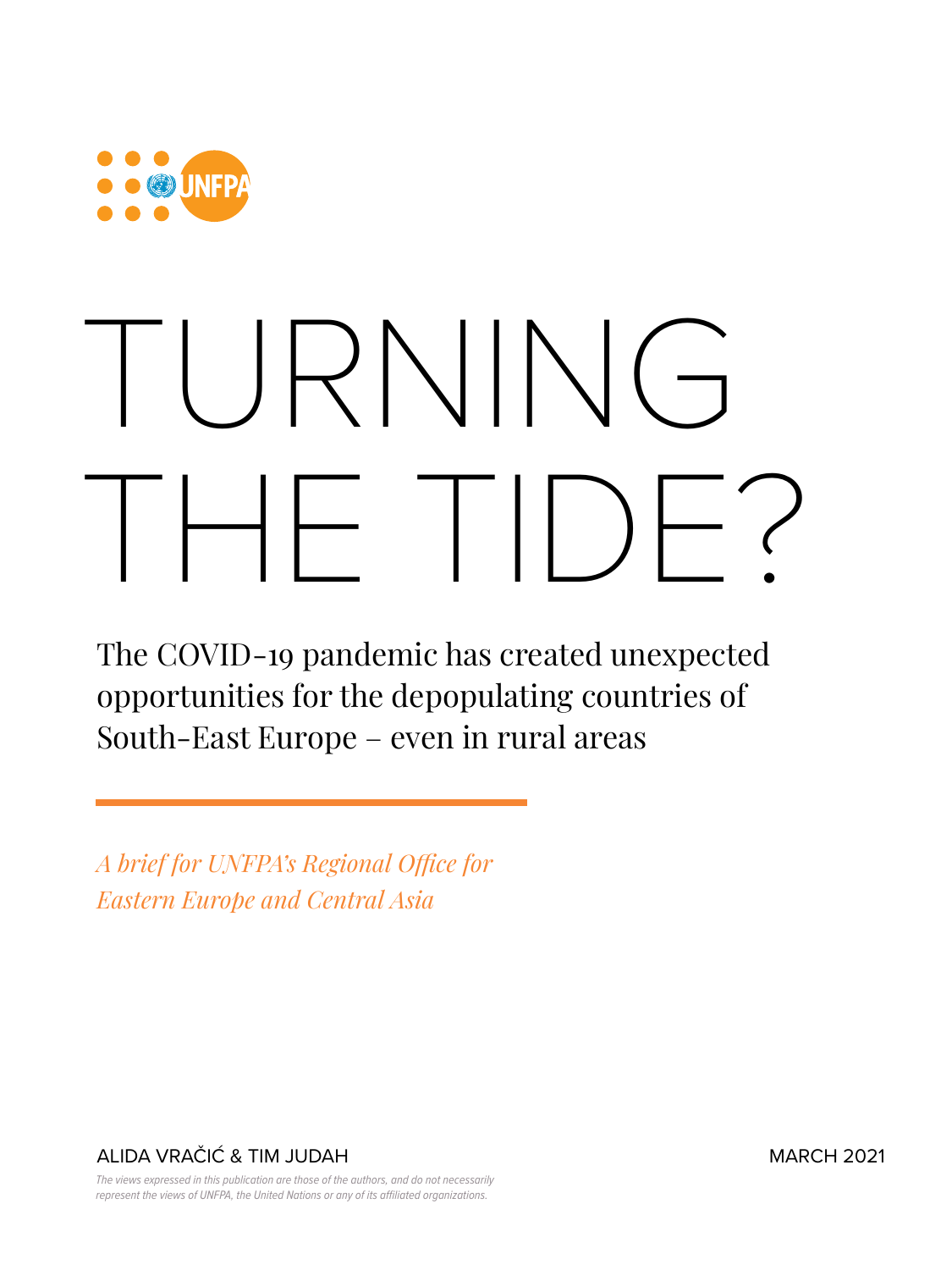# TURNING THE TIDE?

The COVID-19 pandemic has created unexpected opportunities for the depopulating countries of South-East Europe – even in rural areas

*A brief for UNFPA's Regional Office for Eastern Europe and Central Asia*

ALIDA VRAČIĆ & TIM JUDAH

MARCH 2021

*The views expressed in this publication are those of the authors, and do not necessarily represent the views of UNFPA, the United Nations or any of its affiliated organizations.*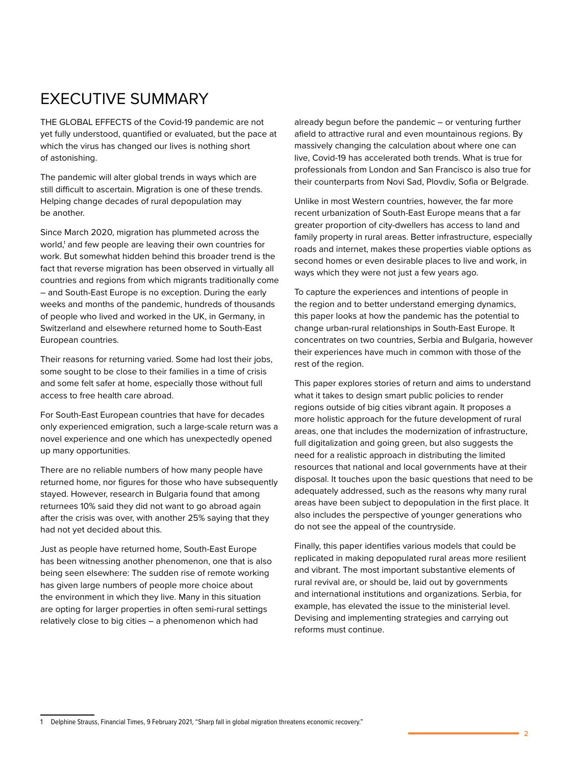# EXECUTIVE SUMMARY

THE GLOBAL EFFECTS of the Covid-19 pandemic are not yet fully understood, quantified or evaluated, but the pace at which the virus has changed our lives is nothing short of astonishing.

The pandemic will alter global trends in ways which are still difficult to ascertain. Migration is one of these trends. Helping change decades of rural depopulation may be another.

Since March 2020, migration has plummeted across the world,[1] and few people are leaving their own countries for work. But somewhat hidden behind this broader trend is the fact that reverse migration has been observed in virtually all countries and regions from which migrants traditionally come – and South-East Europe is no exception. During the early weeks and months of the pandemic, hundreds of thousands of people who lived and worked in the UK, in Germany, in Switzerland and elsewhere returned home to South-East European countries.

Their reasons for returning varied. Some had lost their jobs, some sought to be close to their families in a time of crisis and some felt safer at home, especially those without full access to free health care abroad.

For South-East European countries that have for decades only experienced emigration, such a large-scale return was a novel experience and one which has unexpectedly opened up many opportunities.

There are no reliable numbers of how many people have returned home, nor figures for those who have subsequently stayed. However, research in Bulgaria found that among returnees 10% said they did not want to go abroad again after the crisis was over, with another 25% saying that they had not yet decided about this.

Just as people have returned home, South-East Europe has been witnessing another phenomenon, one that is also being seen elsewhere: The sudden rise of remote working has given large numbers of people more choice about the environment in which they live. Many in this situation are opting for larger properties in often semi-rural settings relatively close to big cities – a phenomenon which had already begun before the pandemic – or venturing further afield to attractive rural and even mountainous regions. By massively changing the calculation about where one can live, Covid-19 has accelerated both trends. What is true for professionals from London and San Francisco is also true for their counterparts from Novi Sad, Plovdiv, Sofia or Belgrade.

Unlike in most Western countries, however, the far more recent urbanization of South-East Europe means that a far greater proportion of city-dwellers has access to land and family property in rural areas. Better infrastructure, especially roads and internet, makes these properties viable options as second homes or even desirable places to live and work, in ways which they were not just a few years ago.

To capture the experiences and intentions of people in the region and to better understand emerging dynamics, this paper looks at how the pandemic has the potential to change urban-rural relationships in South-East Europe. It concentrates on two countries, Serbia and Bulgaria, however their experiences have much in common with those of the rest of the region.

This paper explores stories of return and aims to understand what it takes to design smart public policies to render regions outside of big cities vibrant again. It proposes a more holistic approach for the future development of rural areas, one that includes the modernization of infrastructure, full digitalization and going green, but also suggests the need for a realistic approach in distributing the limited resources that national and local governments have at their disposal. It touches upon the basic questions that need to be adequately addressed, such as the reasons why many rural areas have been subject to depopulation in the first place. It also includes the perspective of younger generations who do not see the appeal of the countryside.

Finally, this paper identifies various models that could be replicated in making depopulated rural areas more resilient and vibrant. The most important substantive elements of rural revival are, or should be, laid out by governments and international institutions and organizations. Serbia, for example, has elevated the issue to the ministerial level. Devising and implementing strategies and carrying out reforms must continue.

[1] Delphine Strauss, Financial Times, 9 February 2021, "Sharp fall in global migration threatens economic recovery."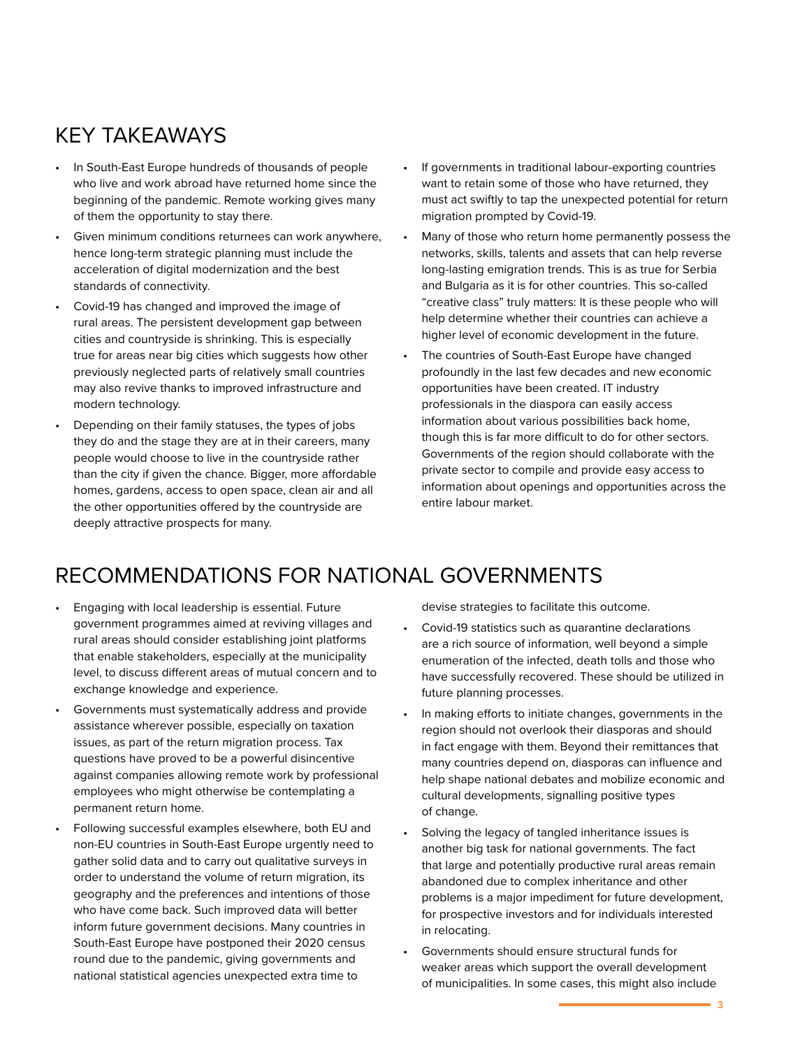## KEY TAKEAWAYS

- In South-East Europe hundreds of thousands of people who live and work abroad have returned home since the beginning of the pandemic. Remote working gives many of them the opportunity to stay there.
- Given minimum conditions returnees can work anywhere, hence long-term strategic planning must include the acceleration of digital modernization and the best standards of connectivity.
- Covid-19 has changed and improved the image of rural areas. The persistent development gap between cities and countryside is shrinking. This is especially true for areas near big cities which suggests how other previously neglected parts of relatively small countries may also revive thanks to improved infrastructure and modern technology.
- Depending on their family statuses, the types of jobs they do and the stage they are at in their careers, many people would choose to live in the countryside rather than the city if given the chance. Bigger, more affordable homes, gardens, access to open space, clean air and all the other opportunities offered by the countryside are deeply attractive prospects for many.
- If governments in traditional labour-exporting countries want to retain some of those who have returned, they must act swiftly to tap the unexpected potential for return migration prompted by Covid-19.
- Many of those who return home permanently possess the networks, skills, talents and assets that can help reverse long-lasting emigration trends. This is as true for Serbia and Bulgaria as it is for other countries. This so-called "creative class" truly matters: It is these people who will help determine whether their countries can achieve a higher level of economic development in the future.
- The countries of South-East Europe have changed profoundly in the last few decades and new economic opportunities have been created. IT industry professionals in the diaspora can easily access information about various possibilities back home, though this is far more difficult to do for other sectors. Governments of the region should collaborate with the private sector to compile and provide easy access to information about openings and opportunities across the entire labour market.

## RECOMMENDATIONS FOR NATIONAL GOVERNMENTS

- Engaging with local leadership is essential. Future government programmes aimed at reviving villages and rural areas should consider establishing joint platforms that enable stakeholders, especially at the municipality level, to discuss different areas of mutual concern and to exchange knowledge and experience.
- Governments must systematically address and provide assistance wherever possible, especially on taxation issues, as part of the return migration process. Tax questions have proved to be a powerful disincentive against companies allowing remote work by professional employees who might otherwise be contemplating a permanent return home.
- Following successful examples elsewhere, both EU and non-EU countries in South-East Europe urgently need to gather solid data and to carry out qualitative surveys in order to understand the volume of return migration, its geography and the preferences and intentions of those who have come back. Such improved data will better inform future government decisions. Many countries in South-East Europe have postponed their 2020 census round due to the pandemic, giving governments and national statistical agencies unexpected extra time to devise strategies to facilitate this outcome.
- Covid-19 statistics such as quarantine declarations are a rich source of information, well beyond a simple enumeration of the infected, death tolls and those who have successfully recovered. These should be utilized in future planning processes.
- In making efforts to initiate changes, governments in the region should not overlook their diasporas and should in fact engage with them. Beyond their remittances that many countries depend on, diasporas can influence and help shape national debates and mobilize economic and cultural developments, signalling positive types of change.
- Solving the legacy of tangled inheritance issues is another big task for national governments. The fact that large and potentially productive rural areas remain abandoned due to complex inheritance and other problems is a major impediment for future development, for prospective investors and for individuals interested in relocating.
- Governments should ensure structural funds for weaker areas which support the overall development of municipalities. In some cases, this might also include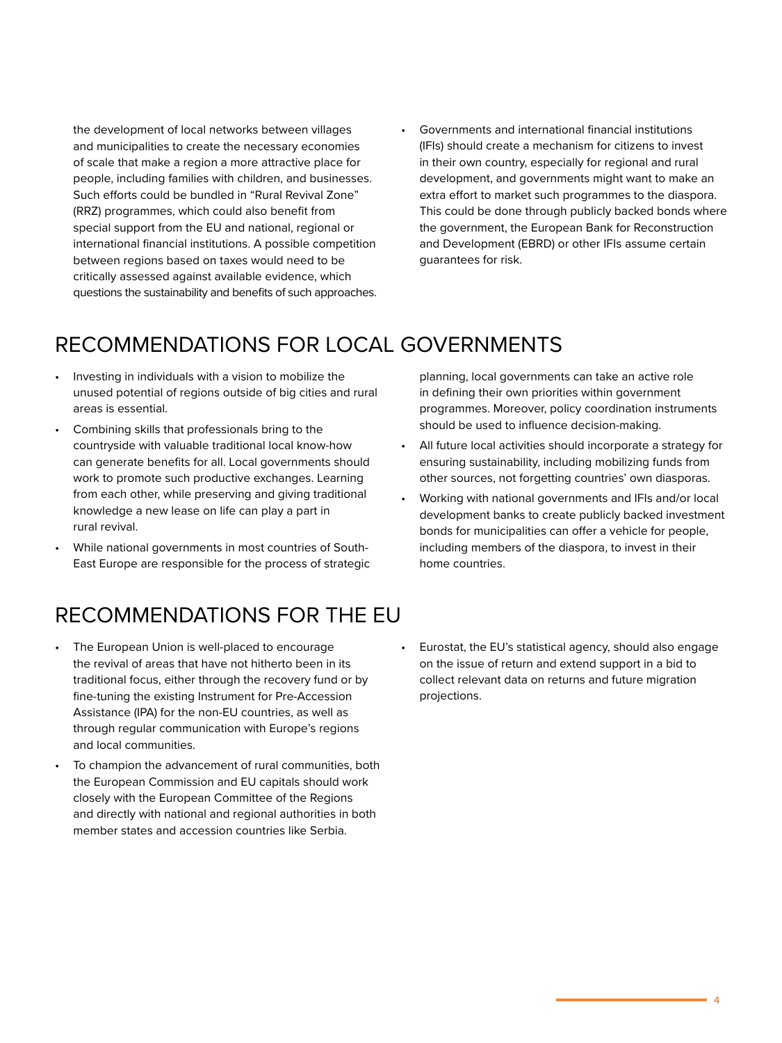the development of local networks between villages and municipalities to create the necessary economies of scale that make a region a more attractive place for people, including families with children, and businesses. Such efforts could be bundled in "Rural Revival Zone" (RRZ) programmes, which could also benefit from special support from the EU and national, regional or international financial institutions. A possible competition between regions based on taxes would need to be critically assessed against available evidence, which questions the sustainability and benefits of such approaches.

- Governments and international financial institutions (IFIs) should create a mechanism for citizens to invest in their own country, especially for regional and rural development, and governments might want to make an extra effort to market such programmes to the diaspora. This could be done through publicly backed bonds where the government, the European Bank for Reconstruction and Development (EBRD) or other IFIs assume certain guarantees for risk.

## RECOMMENDATIONS FOR LOCAL GOVERNMENTS

- Investing in individuals with a vision to mobilize the unused potential of regions outside of big cities and rural areas is essential.
- Combining skills that professionals bring to the countryside with valuable traditional local know-how can generate benefits for all. Local governments should work to promote such productive exchanges. Learning from each other, while preserving and giving traditional knowledge a new lease on life can play a part in rural revival.
- While national governments in most countries of South-East Europe are responsible for the process of strategic planning, local governments can take an active role in defining their own priorities within government programmes. Moreover, policy coordination instruments should be used to influence decision-making.
- All future local activities should incorporate a strategy for ensuring sustainability, including mobilizing funds from other sources, not forgetting countries' own diasporas.
- Working with national governments and IFIs and/or local development banks to create publicly backed investment bonds for municipalities can offer a vehicle for people, including members of the diaspora, to invest in their home countries.

## RECOMMENDATIONS FOR THE EU

- The European Union is well-placed to encourage the revival of areas that have not hitherto been in its traditional focus, either through the recovery fund or by fine-tuning the existing Instrument for Pre-Accession Assistance (IPA) for the non-EU countries, as well as through regular communication with Europe's regions and local communities.
- To champion the advancement of rural communities, both the European Commission and EU capitals should work closely with the European Committee of the Regions and directly with national and regional authorities in both member states and accession countries like Serbia.
- Eurostat, the EU's statistical agency, should also engage on the issue of return and extend support in a bid to collect relevant data on returns and future migration projections.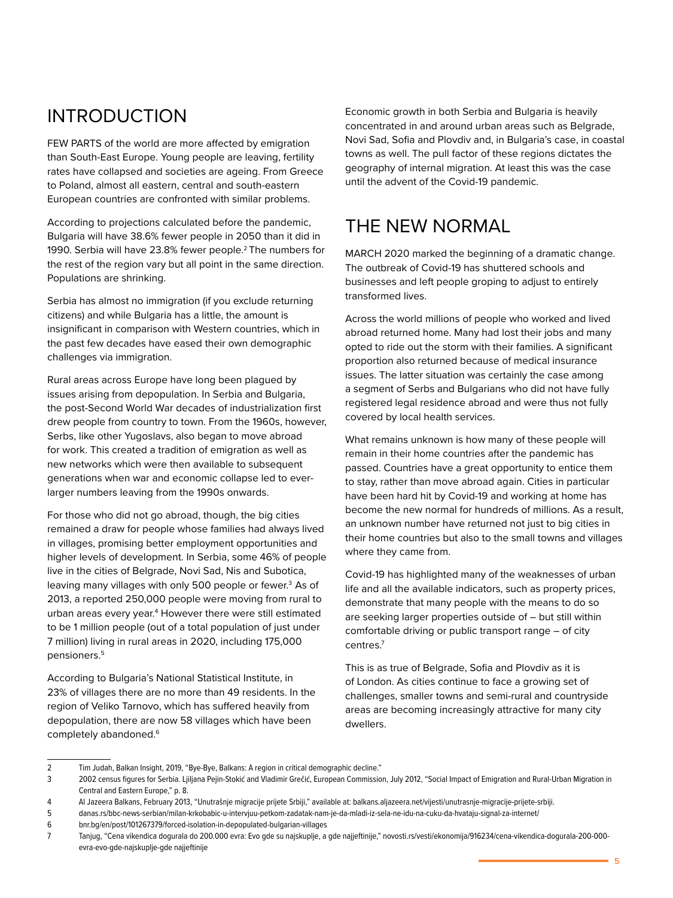## INTRODUCTION

FEW PARTS of the world are more affected by emigration than South-East Europe. Young people are leaving, fertility rates have collapsed and societies are ageing. From Greece to Poland, almost all eastern, central and south-eastern European countries are confronted with similar problems.

According to projections calculated before the pandemic, Bulgaria will have 38.6% fewer people in 2050 than it did in 1990. Serbia will have 23.8% fewer people.[2] The numbers for the rest of the region vary but all point in the same direction. Populations are shrinking.

Serbia has almost no immigration (if you exclude returning citizens) and while Bulgaria has a little, the amount is insignificant in comparison with Western countries, which in the past few decades have eased their own demographic challenges via immigration.

Rural areas across Europe have long been plagued by issues arising from depopulation. In Serbia and Bulgaria, the post-Second World War decades of industrialization first drew people from country to town. From the 1960s, however, Serbs, like other Yugoslavs, also began to move abroad for work. This created a tradition of emigration as well as new networks which were then available to subsequent generations when war and economic collapse led to ever-larger numbers leaving from the 1990s onwards.

For those who did not go abroad, though, the big cities remained a draw for people whose families had always lived in villages, promising better employment opportunities and higher levels of development. In Serbia, some 46% of people live in the cities of Belgrade, Novi Sad, Nis and Subotica, leaving many villages with only 500 people or fewer.[3] As of 2013, a reported 250,000 people were moving from rural to urban areas every year.[4] However there were still estimated to be 1 million people (out of a total population of just under 7 million) living in rural areas in 2020, including 175,000 pensioners.[5]

According to Bulgaria's National Statistical Institute, in 23% of villages there are no more than 49 residents. In the region of Veliko Tarnovo, which has suffered heavily from depopulation, there are now 58 villages which have been completely abandoned.[6]

Economic growth in both Serbia and Bulgaria is heavily concentrated in and around urban areas such as Belgrade, Novi Sad, Sofia and Plovdiv and, in Bulgaria's case, in coastal towns as well. The pull factor of these regions dictates the geography of internal migration. At least this was the case until the advent of the Covid-19 pandemic.

## THE NEW NORMAL

MARCH 2020 marked the beginning of a dramatic change. The outbreak of Covid-19 has shuttered schools and businesses and left people groping to adjust to entirely transformed lives.

Across the world millions of people who worked and lived abroad returned home. Many had lost their jobs and many opted to ride out the storm with their families. A significant proportion also returned because of medical insurance issues. The latter situation was certainly the case among a segment of Serbs and Bulgarians who did not have fully registered legal residence abroad and were thus not fully covered by local health services.

What remains unknown is how many of these people will remain in their home countries after the pandemic has passed. Countries have a great opportunity to entice them to stay, rather than move abroad again. Cities in particular have been hard hit by Covid-19 and working at home has become the new normal for hundreds of millions. As a result, an unknown number have returned not just to big cities in their home countries but also to the small towns and villages where they came from.

Covid-19 has highlighted many of the weaknesses of urban life and all the available indicators, such as property prices, demonstrate that many people with the means to do so are seeking larger properties outside of – but still within comfortable driving or public transport range – of city centres.[7]

This is as true of Belgrade, Sofia and Plovdiv as it is of London. As cities continue to face a growing set of challenges, smaller towns and semi-rural and countryside areas are becoming increasingly attractive for many city dwellers.

---

2 Tim Judah, Balkan Insight, 2019, "Bye-Bye, Balkans: A region in critical demographic decline."

3 2002 census figures for Serbia. Ljiljana Pejin-Stokić and Vladimir Grečić, European Commission, July 2012, "Social Impact of Emigration and Rural-Urban Migration in Central and Eastern Europe," p. 8.

4 Al Jazeera Balkans, February 2013, "Unutrašnje migracije prijete Srbiji," available at: balkans.aljazeera.net/vijesti/unutrasnje-migracije-prijete-srbiji.

5 danas.rs/bbc-news-serbian/milan-krkobabic-u-intervjuu-petkom-zadatak-nam-je-da-mladi-iz-sela-ne-idu-na-cuku-da-hvataju-signal-za-internet/

6 bnr.bg/en/post/101267379/forced-isolation-in-depopulated-bulgarian-villages

7 Tanjug, "Cena vikendica dogurala do 200.000 evra: Evo gde su najskuplje, a gde najjeftinije," novosti.rs/vesti/ekonomija/916234/cena-vikendica-dogurala-200-000-evra-evo-gde-najskuplje-gde najjeftinije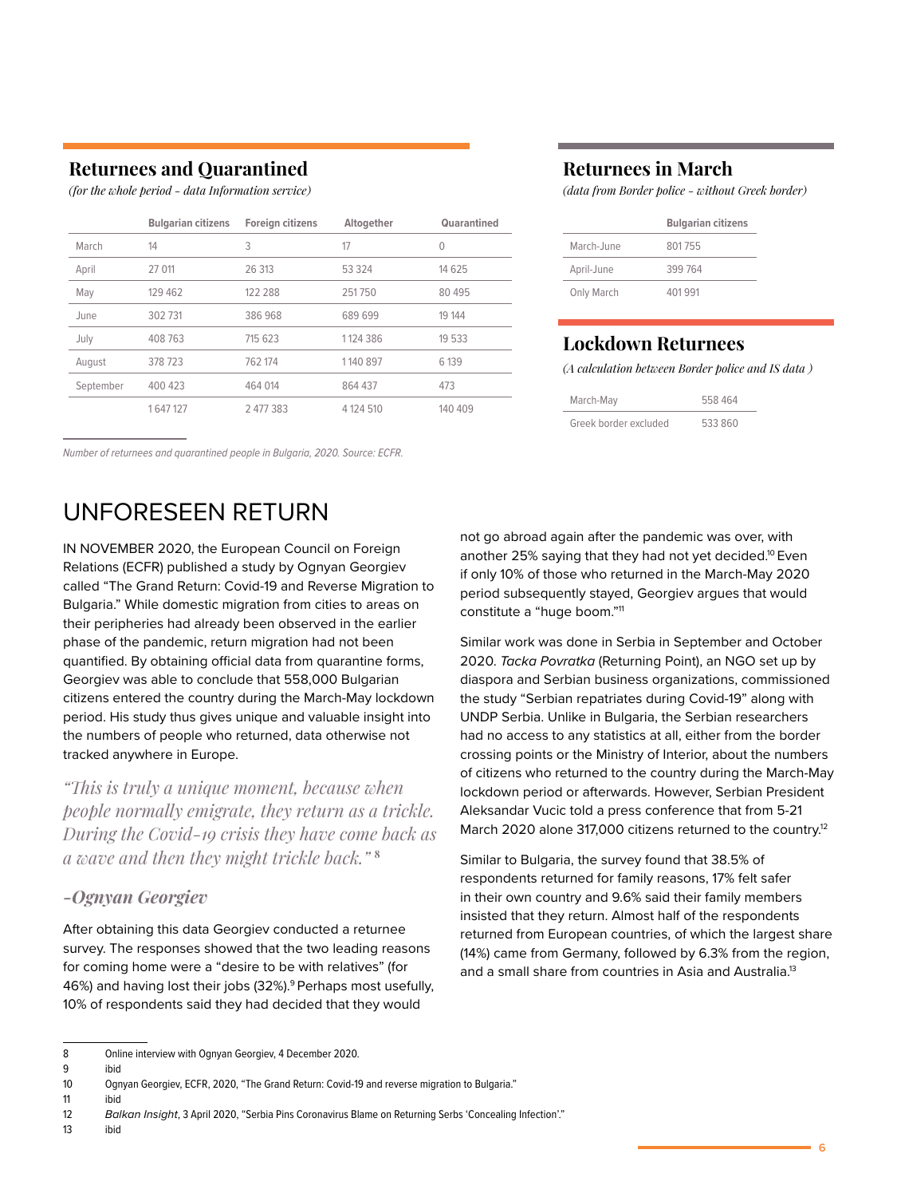## Returnees and Quarantined

*(for the whole period - data Information service)*

| | Bulgarian citizens | Foreign citizens | Altogether | Quarantined |
|---|---|---|---|---|
| March | 14 | 3 | 17 | 0 |
| April | 27 011 | 26 313 | 53 324 | 14 625 |
| May | 129 462 | 122 288 | 251 750 | 80 495 |
| June | 302 731 | 386 968 | 689 699 | 19 144 |
| July | 408 763 | 715 623 | 1 124 386 | 19 533 |
| August | 378 723 | 762 174 | 1 140 897 | 6 139 |
| September | 400 423 | 464 014 | 864 437 | 473 |
| | 1 647 127 | 2 477 383 | 4 124 510 | 140 409 |

## Returnees in March

*(data from Border police - without Greek border)*

| | Bulgarian citizens |
|---|---|
| March-June | 801 755 |
| April-June | 399 764 |
| Only March | 401 991 |

## Lockdown Returnees

*(A calculation between Border police and IS data )*

| | |
|---|---|
| March-May | 558 464 |
| Greek border excluded | 533 860 |

*Number of returnees and quarantined people in Bulgaria, 2020. Source: ECFR.*

# UNFORESEEN RETURN

IN NOVEMBER 2020, the European Council on Foreign Relations (ECFR) published a study by Ognyan Georgiev called "The Grand Return: Covid-19 and Reverse Migration to Bulgaria." While domestic migration from cities to areas on their peripheries had already been observed in the earlier phase of the pandemic, return migration had not been quantified. By obtaining official data from quarantine forms, Georgiev was able to conclude that 558,000 Bulgarian citizens entered the country during the March-May lockdown period. His study thus gives unique and valuable insight into the numbers of people who returned, data otherwise not tracked anywhere in Europe.

> *"This is truly a unique moment, because when people normally emigrate, they return as a trickle. During the Covid-19 crisis they have come back as a wave and then they might trickle back."* [8]
>
> ***-Ognyan Georgiev***

After obtaining this data Georgiev conducted a returnee survey. The responses showed that the two leading reasons for coming home were a "desire to be with relatives" (for 46%) and having lost their jobs (32%).[9] Perhaps most usefully, 10% of respondents said they had decided that they would not go abroad again after the pandemic was over, with another 25% saying that they had not yet decided.[10] Even if only 10% of those who returned in the March-May 2020 period subsequently stayed, Georgiev argues that would constitute a "huge boom."[11]

Similar work was done in Serbia in September and October 2020. *Tacka Povratka* (Returning Point), an NGO set up by diaspora and Serbian business organizations, commissioned the study "Serbian repatriates during Covid-19" along with UNDP Serbia. Unlike in Bulgaria, the Serbian researchers had no access to any statistics at all, either from the border crossing points or the Ministry of Interior, about the numbers of citizens who returned to the country during the March-May lockdown period or afterwards. However, Serbian President Aleksandar Vucic told a press conference that from 5-21 March 2020 alone 317,000 citizens returned to the country.[12]

Similar to Bulgaria, the survey found that 38.5% of respondents returned for family reasons, 17% felt safer in their own country and 9.6% said their family members insisted that they return. Almost half of the respondents returned from European countries, of which the largest share (14%) came from Germany, followed by 6.3% from the region, and a small share from countries in Asia and Australia.[13]

---

8 Online interview with Ognyan Georgiev, 4 December 2020.

9 ibid

10 Ognyan Georgiev, ECFR, 2020, "The Grand Return: Covid-19 and reverse migration to Bulgaria."

11 ibid

12 *Balkan Insight*, 3 April 2020, "Serbia Pins Coronavirus Blame on Returning Serbs 'Concealing Infection'."

13 ibid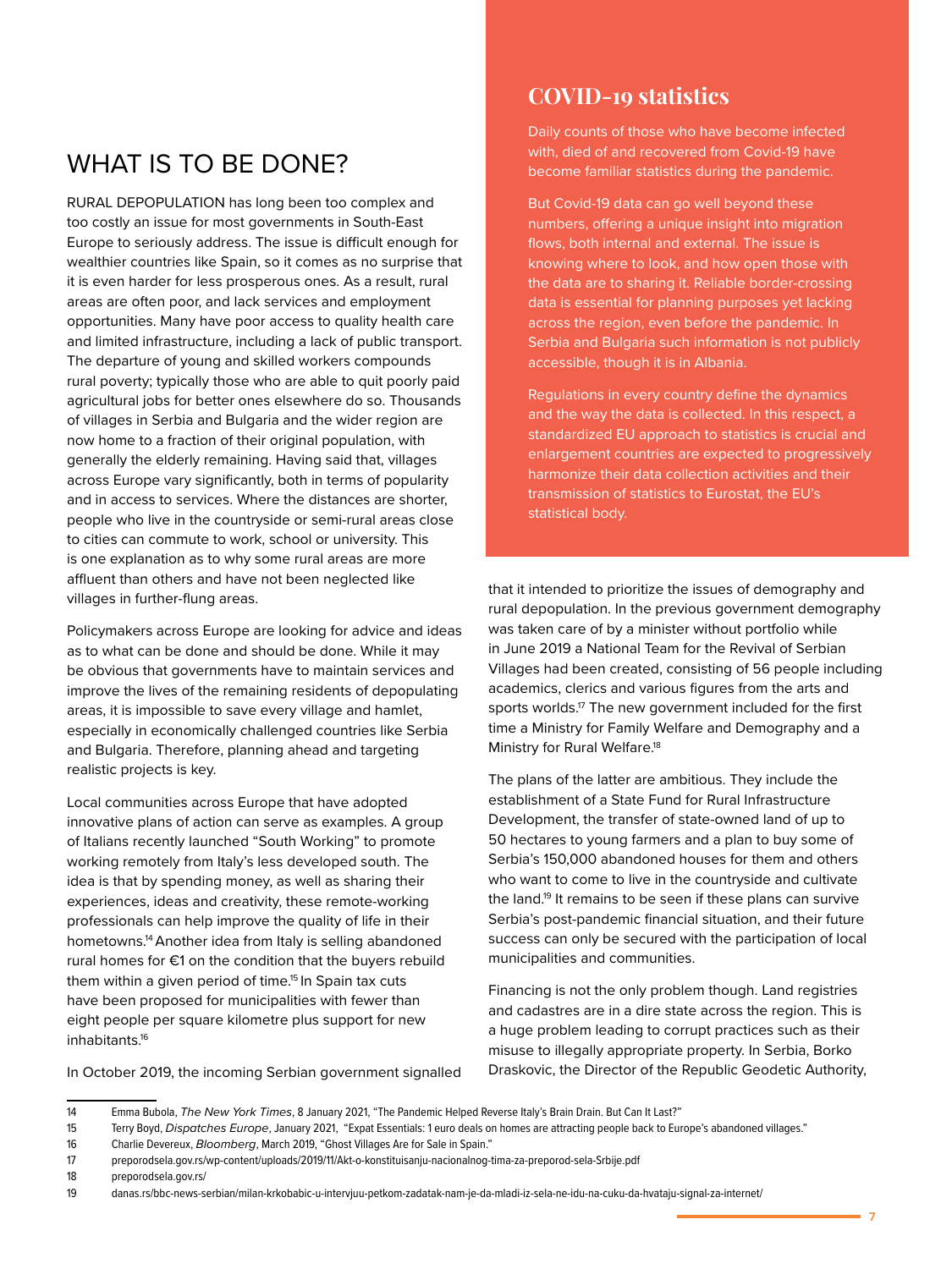## WHAT IS TO BE DONE?

RURAL DEPOPULATION has long been too complex and too costly an issue for most governments in South-East Europe to seriously address. The issue is difficult enough for wealthier countries like Spain, so it comes as no surprise that it is even harder for less prosperous ones. As a result, rural areas are often poor, and lack services and employment opportunities. Many have poor access to quality health care and limited infrastructure, including a lack of public transport. The departure of young and skilled workers compounds rural poverty; typically those who are able to quit poorly paid agricultural jobs for better ones elsewhere do so. Thousands of villages in Serbia and Bulgaria and the wider region are now home to a fraction of their original population, with generally the elderly remaining. Having said that, villages across Europe vary significantly, both in terms of popularity and in access to services. Where the distances are shorter, people who live in the countryside or semi-rural areas close to cities can commute to work, school or university. This is one explanation as to why some rural areas are more affluent than others and have not been neglected like villages in further-flung areas.

Policymakers across Europe are looking for advice and ideas as to what can be done and should be done. While it may be obvious that governments have to maintain services and improve the lives of the remaining residents of depopulating areas, it is impossible to save every village and hamlet, especially in economically challenged countries like Serbia and Bulgaria. Therefore, planning ahead and targeting realistic projects is key.

Local communities across Europe that have adopted innovative plans of action can serve as examples. A group of Italians recently launched “South Working” to promote working remotely from Italy’s less developed south. The idea is that by spending money, as well as sharing their experiences, ideas and creativity, these remote-working professionals can help improve the quality of life in their hometowns.[14] Another idea from Italy is selling abandoned rural homes for €1 on the condition that the buyers rebuild them within a given period of time.[15] In Spain tax cuts have been proposed for municipalities with fewer than eight people per square kilometre plus support for new inhabitants.[16]

In October 2019, the incoming Serbian government signalled that it intended to prioritize the issues of demography and rural depopulation. In the previous government demography was taken care of by a minister without portfolio while in June 2019 a National Team for the Revival of Serbian Villages had been created, consisting of 56 people including academics, clerics and various figures from the arts and sports worlds.[17] The new government included for the first time a Ministry for Family Welfare and Demography and a Ministry for Rural Welfare.[18]

The plans of the latter are ambitious. They include the establishment of a State Fund for Rural Infrastructure Development, the transfer of state-owned land of up to 50 hectares to young farmers and a plan to buy some of Serbia’s 150,000 abandoned houses for them and others who want to come to live in the countryside and cultivate the land.[19] It remains to be seen if these plans can survive Serbia’s post-pandemic financial situation, and their future success can only be secured with the participation of local municipalities and communities.

Financing is not the only problem though. Land registries and cadastres are in a dire state across the region. This is a huge problem leading to corrupt practices such as their misuse to illegally appropriate property. In Serbia, Borko Draskovic, the Director of the Republic Geodetic Authority,

### COVID-19 statistics

Daily counts of those who have become infected with, died of and recovered from Covid-19 have become familiar statistics during the pandemic.

But Covid-19 data can go well beyond these numbers, offering a unique insight into migration flows, both internal and external. The issue is knowing where to look, and how open those with the data are to sharing it. Reliable border-crossing data is essential for planning purposes yet lacking across the region, even before the pandemic. In Serbia and Bulgaria such information is not publicly accessible, though it is in Albania.

Regulations in every country define the dynamics and the way the data is collected. In this respect, a standardized EU approach to statistics is crucial and enlargement countries are expected to progressively harmonize their data collection activities and their transmission of statistics to Eurostat, the EU’s statistical body.

---

14 Emma Bubola, *The New York Times*, 8 January 2021, “The Pandemic Helped Reverse Italy’s Brain Drain. But Can It Last?”

15 Terry Boyd, *Dispatches Europe*, January 2021, “Expat Essentials: 1 euro deals on homes are attracting people back to Europe’s abandoned villages.”

16 Charlie Devereux, *Bloomberg*, March 2019, “Ghost Villages Are for Sale in Spain.”

17 preporodsela.gov.rs/wp-content/uploads/2019/11/Akt-o-konstituisanju-nacionalnog-tima-za-preporod-sela-Srbije.pdf

18 preporodsela.gov.rs/

19 danas.rs/bbc-news-serbian/milan-krkobabic-u-intervjuu-petkom-zadatak-nam-je-da-mladi-iz-sela-ne-idu-na-cuku-da-hvataju-signal-za-internet/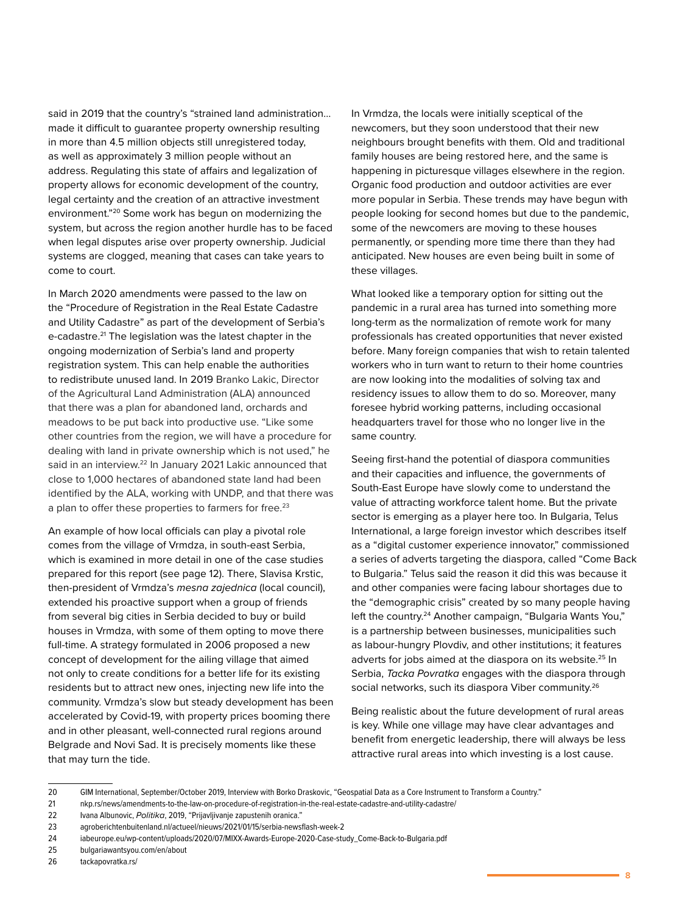said in 2019 that the country's "strained land administration… made it difficult to guarantee property ownership resulting in more than 4.5 million objects still unregistered today, as well as approximately 3 million people without an address. Regulating this state of affairs and legalization of property allows for economic development of the country, legal certainty and the creation of an attractive investment environment."[20] Some work has begun on modernizing the system, but across the region another hurdle has to be faced when legal disputes arise over property ownership. Judicial systems are clogged, meaning that cases can take years to come to court.

In March 2020 amendments were passed to the law on the "Procedure of Registration in the Real Estate Cadastre and Utility Cadastre" as part of the development of Serbia's e-cadastre.[21] The legislation was the latest chapter in the ongoing modernization of Serbia's land and property registration system. This can help enable the authorities to redistribute unused land. In 2019 Branko Lakic, Director of the Agricultural Land Administration (ALA) announced that there was a plan for abandoned land, orchards and meadows to be put back into productive use. "Like some other countries from the region, we will have a procedure for dealing with land in private ownership which is not used," he said in an interview.[22] In January 2021 Lakic announced that close to 1,000 hectares of abandoned state land had been identified by the ALA, working with UNDP, and that there was a plan to offer these properties to farmers for free.[23]

An example of how local officials can play a pivotal role comes from the village of Vrmdza, in south-east Serbia, which is examined in more detail in one of the case studies prepared for this report (see page 12). There, Slavisa Krstic, then-president of Vrmdza's *mesna zajednica* (local council), extended his proactive support when a group of friends from several big cities in Serbia decided to buy or build houses in Vrmdza, with some of them opting to move there full-time. A strategy formulated in 2006 proposed a new concept of development for the ailing village that aimed not only to create conditions for a better life for its existing residents but to attract new ones, injecting new life into the community. Vrmdza's slow but steady development has been accelerated by Covid-19, with property prices booming there and in other pleasant, well-connected rural regions around Belgrade and Novi Sad. It is precisely moments like these that may turn the tide.

In Vrmdza, the locals were initially sceptical of the newcomers, but they soon understood that their new neighbours brought benefits with them. Old and traditional family houses are being restored here, and the same is happening in picturesque villages elsewhere in the region. Organic food production and outdoor activities are ever more popular in Serbia. These trends may have begun with people looking for second homes but due to the pandemic, some of the newcomers are moving to these houses permanently, or spending more time there than they had anticipated. New houses are even being built in some of these villages.

What looked like a temporary option for sitting out the pandemic in a rural area has turned into something more long-term as the normalization of remote work for many professionals has created opportunities that never existed before. Many foreign companies that wish to retain talented workers who in turn want to return to their home countries are now looking into the modalities of solving tax and residency issues to allow them to do so. Moreover, many foresee hybrid working patterns, including occasional headquarters travel for those who no longer live in the same country.

Seeing first-hand the potential of diaspora communities and their capacities and influence, the governments of South-East Europe have slowly come to understand the value of attracting workforce talent home. But the private sector is emerging as a player here too. In Bulgaria, Telus International, a large foreign investor which describes itself as a "digital customer experience innovator," commissioned a series of adverts targeting the diaspora, called "Come Back to Bulgaria." Telus said the reason it did this was because it and other companies were facing labour shortages due to the "demographic crisis" created by so many people having left the country.[24] Another campaign, "Bulgaria Wants You," is a partnership between businesses, municipalities such as labour-hungry Plovdiv, and other institutions; it features adverts for jobs aimed at the diaspora on its website.[25] In Serbia, *Tacka Povratka* engages with the diaspora through social networks, such its diaspora Viber community.[26]

Being realistic about the future development of rural areas is key. While one village may have clear advantages and benefit from energetic leadership, there will always be less attractive rural areas into which investing is a lost cause.

---

20 GIM International, September/October 2019, Interview with Borko Draskovic, "Geospatial Data as a Core Instrument to Transform a Country."

21 nkp.rs/news/amendments-to-the-law-on-procedure-of-registration-in-the-real-estate-cadastre-and-utility-cadastre/

22 Ivana Albunovic, *Politika*, 2019, "Prijavljivanje zapustenih oranica."

23 agroberichtenbuitenland.nl/actueel/nieuws/2021/01/15/serbia-newsflash-week-2

24 iabeurope.eu/wp-content/uploads/2020/07/MIXX-Awards-Europe-2020-Case-study_Come-Back-to-Bulgaria.pdf

25 bulgariawantsyou.com/en/about

26 tackapovratka.rs/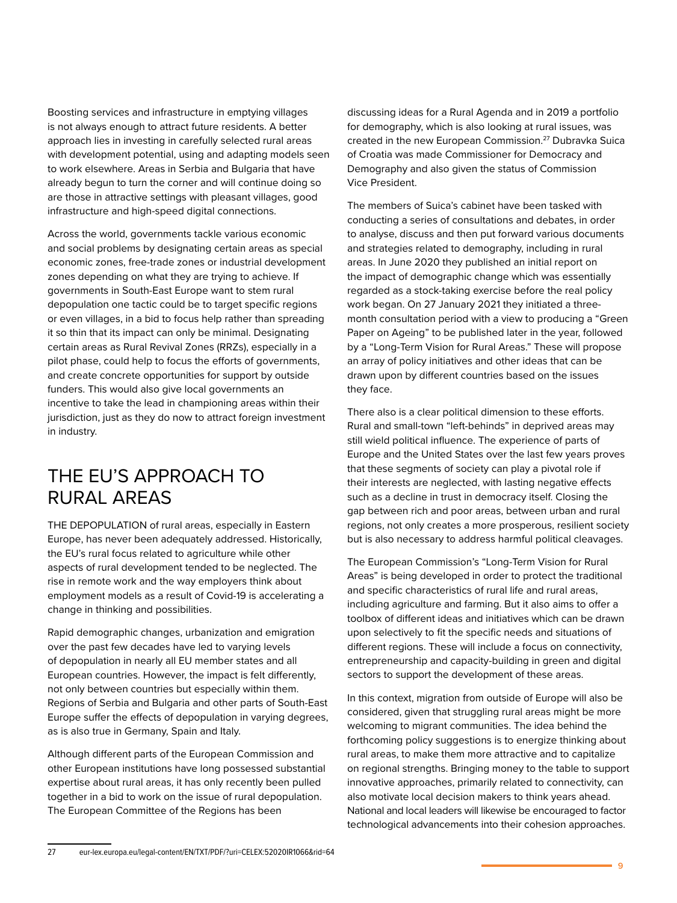Boosting services and infrastructure in emptying villages is not always enough to attract future residents. A better approach lies in investing in carefully selected rural areas with development potential, using and adapting models seen to work elsewhere. Areas in Serbia and Bulgaria that have already begun to turn the corner and will continue doing so are those in attractive settings with pleasant villages, good infrastructure and high-speed digital connections.

Across the world, governments tackle various economic and social problems by designating certain areas as special economic zones, free-trade zones or industrial development zones depending on what they are trying to achieve. If governments in South-East Europe want to stem rural depopulation one tactic could be to target specific regions or even villages, in a bid to focus help rather than spreading it so thin that its impact can only be minimal. Designating certain areas as Rural Revival Zones (RRZs), especially in a pilot phase, could help to focus the efforts of governments, and create concrete opportunities for support by outside funders. This would also give local governments an incentive to take the lead in championing areas within their jurisdiction, just as they do now to attract foreign investment in industry.

## THE EU'S APPROACH TO RURAL AREAS

THE DEPOPULATION of rural areas, especially in Eastern Europe, has never been adequately addressed. Historically, the EU's rural focus related to agriculture while other aspects of rural development tended to be neglected. The rise in remote work and the way employers think about employment models as a result of Covid-19 is accelerating a change in thinking and possibilities.

Rapid demographic changes, urbanization and emigration over the past few decades have led to varying levels of depopulation in nearly all EU member states and all European countries. However, the impact is felt differently, not only between countries but especially within them. Regions of Serbia and Bulgaria and other parts of South-East Europe suffer the effects of depopulation in varying degrees, as is also true in Germany, Spain and Italy.

Although different parts of the European Commission and other European institutions have long possessed substantial expertise about rural areas, it has only recently been pulled together in a bid to work on the issue of rural depopulation. The European Committee of the Regions has been discussing ideas for a Rural Agenda and in 2019 a portfolio for demography, which is also looking at rural issues, was created in the new European Commission.[27] Dubravka Suica of Croatia was made Commissioner for Democracy and Demography and also given the status of Commission Vice President.

The members of Suica's cabinet have been tasked with conducting a series of consultations and debates, in order to analyse, discuss and then put forward various documents and strategies related to demography, including in rural areas. In June 2020 they published an initial report on the impact of demographic change which was essentially regarded as a stock-taking exercise before the real policy work began. On 27 January 2021 they initiated a three-month consultation period with a view to producing a "Green Paper on Ageing" to be published later in the year, followed by a "Long-Term Vision for Rural Areas." These will propose an array of policy initiatives and other ideas that can be drawn upon by different countries based on the issues they face.

There also is a clear political dimension to these efforts. Rural and small-town "left-behinds" in deprived areas may still wield political influence. The experience of parts of Europe and the United States over the last few years proves that these segments of society can play a pivotal role if their interests are neglected, with lasting negative effects such as a decline in trust in democracy itself. Closing the gap between rich and poor areas, between urban and rural regions, not only creates a more prosperous, resilient society but is also necessary to address harmful political cleavages.

The European Commission's "Long-Term Vision for Rural Areas" is being developed in order to protect the traditional and specific characteristics of rural life and rural areas, including agriculture and farming. But it also aims to offer a toolbox of different ideas and initiatives which can be drawn upon selectively to fit the specific needs and situations of different regions. These will include a focus on connectivity, entrepreneurship and capacity-building in green and digital sectors to support the development of these areas.

In this context, migration from outside of Europe will also be considered, given that struggling rural areas might be more welcoming to migrant communities. The idea behind the forthcoming policy suggestions is to energize thinking about rural areas, to make them more attractive and to capitalize on regional strengths. Bringing money to the table to support innovative approaches, primarily related to connectivity, can also motivate local decision makers to think years ahead. National and local leaders will likewise be encouraged to factor technological advancements into their cohesion approaches.

---

27 eur-lex.europa.eu/legal-content/EN/TXT/PDF/?uri=CELEX:52020IR1066&rid=64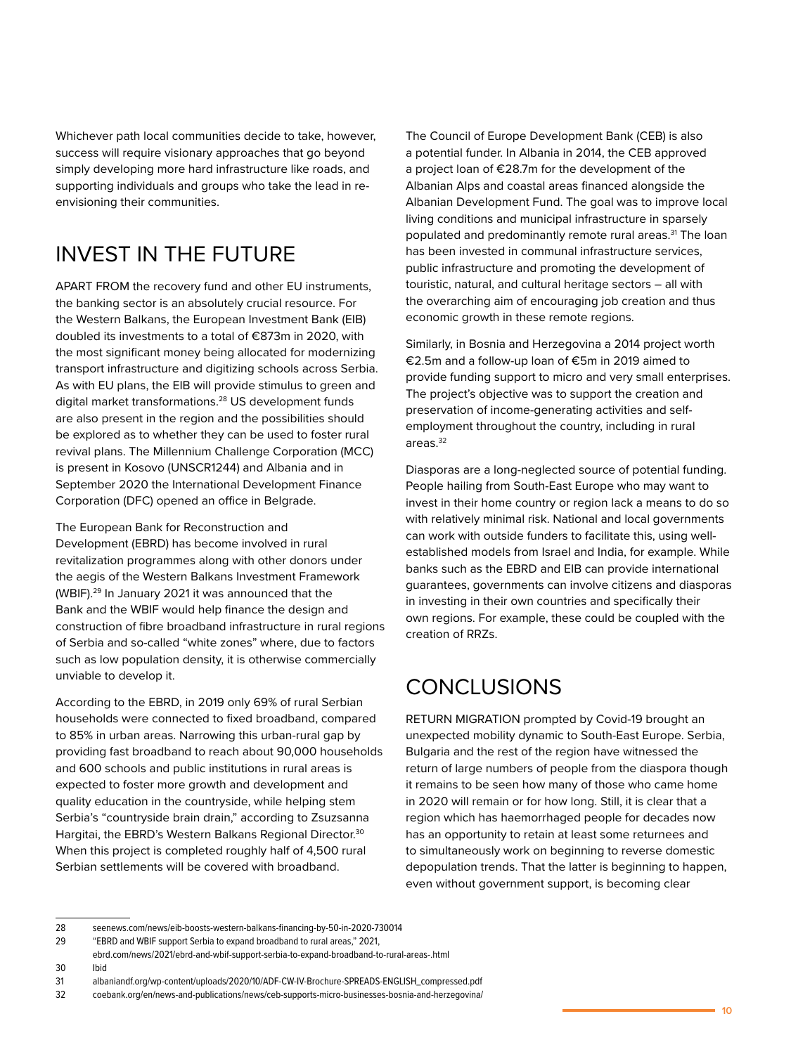Whichever path local communities decide to take, however, success will require visionary approaches that go beyond simply developing more hard infrastructure like roads, and supporting individuals and groups who take the lead in re-envisioning their communities.

## INVEST IN THE FUTURE

APART FROM the recovery fund and other EU instruments, the banking sector is an absolutely crucial resource. For the Western Balkans, the European Investment Bank (EIB) doubled its investments to a total of €873m in 2020, with the most significant money being allocated for modernizing transport infrastructure and digitizing schools across Serbia. As with EU plans, the EIB will provide stimulus to green and digital market transformations.[28] US development funds are also present in the region and the possibilities should be explored as to whether they can be used to foster rural revival plans. The Millennium Challenge Corporation (MCC) is present in Kosovo (UNSCR1244) and Albania and in September 2020 the International Development Finance Corporation (DFC) opened an office in Belgrade.

The European Bank for Reconstruction and Development (EBRD) has become involved in rural revitalization programmes along with other donors under the aegis of the Western Balkans Investment Framework (WBIF).[29] In January 2021 it was announced that the Bank and the WBIF would help finance the design and construction of fibre broadband infrastructure in rural regions of Serbia and so-called "white zones" where, due to factors such as low population density, it is otherwise commercially unviable to develop it.

According to the EBRD, in 2019 only 69% of rural Serbian households were connected to fixed broadband, compared to 85% in urban areas. Narrowing this urban-rural gap by providing fast broadband to reach about 90,000 households and 600 schools and public institutions in rural areas is expected to foster more growth and development and quality education in the countryside, while helping stem Serbia's "countryside brain drain," according to Zsuzsanna Hargitai, the EBRD's Western Balkans Regional Director.[30] When this project is completed roughly half of 4,500 rural Serbian settlements will be covered with broadband.

The Council of Europe Development Bank (CEB) is also a potential funder. In Albania in 2014, the CEB approved a project loan of €28.7m for the development of the Albanian Alps and coastal areas financed alongside the Albanian Development Fund. The goal was to improve local living conditions and municipal infrastructure in sparsely populated and predominantly remote rural areas.[31] The loan has been invested in communal infrastructure services, public infrastructure and promoting the development of touristic, natural, and cultural heritage sectors – all with the overarching aim of encouraging job creation and thus economic growth in these remote regions.

Similarly, in Bosnia and Herzegovina a 2014 project worth €2.5m and a follow-up loan of €5m in 2019 aimed to provide funding support to micro and very small enterprises. The project's objective was to support the creation and preservation of income-generating activities and self-employment throughout the country, including in rural areas.[32]

Diasporas are a long-neglected source of potential funding. People hailing from South-East Europe who may want to invest in their home country or region lack a means to do so with relatively minimal risk. National and local governments can work with outside funders to facilitate this, using well-established models from Israel and India, for example. While banks such as the EBRD and EIB can provide international guarantees, governments can involve citizens and diasporas in investing in their own countries and specifically their own regions. For example, these could be coupled with the creation of RRZs.

## CONCLUSIONS

RETURN MIGRATION prompted by Covid-19 brought an unexpected mobility dynamic to South-East Europe. Serbia, Bulgaria and the rest of the region have witnessed the return of large numbers of people from the diaspora though it remains to be seen how many of those who came home in 2020 will remain or for how long. Still, it is clear that a region which has haemorrhaged people for decades now has an opportunity to retain at least some returnees and to simultaneously work on beginning to reverse domestic depopulation trends. That the latter is beginning to happen, even without government support, is becoming clear

---

28 seenews.com/news/eib-boosts-western-balkans-financing-by-50-in-2020-730014

29 "EBRD and WBIF support Serbia to expand broadband to rural areas," 2021, ebrd.com/news/2021/ebrd-and-wbif-support-serbia-to-expand-broadband-to-rural-areas-.html

30 Ibid

31 albaniandf.org/wp-content/uploads/2020/10/ADF-CW-IV-Brochure-SPREADS-ENGLISH_compressed.pdf

32 coebank.org/en/news-and-publications/news/ceb-supports-micro-businesses-bosnia-and-herzegovina/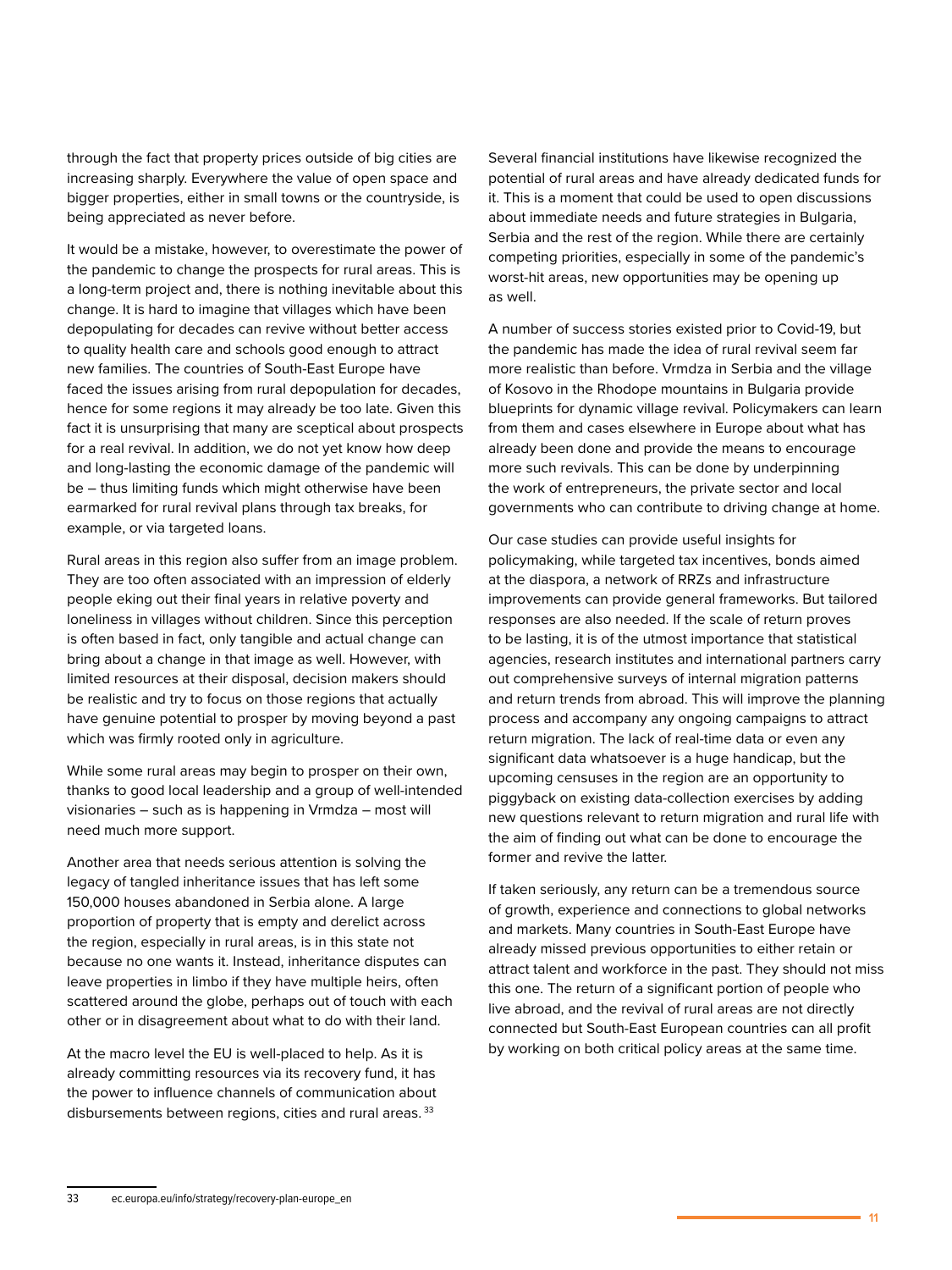through the fact that property prices outside of big cities are increasing sharply. Everywhere the value of open space and bigger properties, either in small towns or the countryside, is being appreciated as never before.

It would be a mistake, however, to overestimate the power of the pandemic to change the prospects for rural areas. This is a long-term project and, there is nothing inevitable about this change. It is hard to imagine that villages which have been depopulating for decades can revive without better access to quality health care and schools good enough to attract new families. The countries of South-East Europe have faced the issues arising from rural depopulation for decades, hence for some regions it may already be too late. Given this fact it is unsurprising that many are sceptical about prospects for a real revival. In addition, we do not yet know how deep and long-lasting the economic damage of the pandemic will be – thus limiting funds which might otherwise have been earmarked for rural revival plans through tax breaks, for example, or via targeted loans.

Rural areas in this region also suffer from an image problem. They are too often associated with an impression of elderly people eking out their final years in relative poverty and loneliness in villages without children. Since this perception is often based in fact, only tangible and actual change can bring about a change in that image as well. However, with limited resources at their disposal, decision makers should be realistic and try to focus on those regions that actually have genuine potential to prosper by moving beyond a past which was firmly rooted only in agriculture.

While some rural areas may begin to prosper on their own, thanks to good local leadership and a group of well-intended visionaries – such as is happening in Vrmdza – most will need much more support.

Another area that needs serious attention is solving the legacy of tangled inheritance issues that has left some 150,000 houses abandoned in Serbia alone. A large proportion of property that is empty and derelict across the region, especially in rural areas, is in this state not because no one wants it. Instead, inheritance disputes can leave properties in limbo if they have multiple heirs, often scattered around the globe, perhaps out of touch with each other or in disagreement about what to do with their land.

At the macro level the EU is well-placed to help. As it is already committing resources via its recovery fund, it has the power to influence channels of communication about disbursements between regions, cities and rural areas. [33]

Several financial institutions have likewise recognized the potential of rural areas and have already dedicated funds for it. This is a moment that could be used to open discussions about immediate needs and future strategies in Bulgaria, Serbia and the rest of the region. While there are certainly competing priorities, especially in some of the pandemic's worst-hit areas, new opportunities may be opening up as well.

A number of success stories existed prior to Covid-19, but the pandemic has made the idea of rural revival seem far more realistic than before. Vrmdza in Serbia and the village of Kosovo in the Rhodope mountains in Bulgaria provide blueprints for dynamic village revival. Policymakers can learn from them and cases elsewhere in Europe about what has already been done and provide the means to encourage more such revivals. This can be done by underpinning the work of entrepreneurs, the private sector and local governments who can contribute to driving change at home.

Our case studies can provide useful insights for policymaking, while targeted tax incentives, bonds aimed at the diaspora, a network of RRZs and infrastructure improvements can provide general frameworks. But tailored responses are also needed. If the scale of return proves to be lasting, it is of the utmost importance that statistical agencies, research institutes and international partners carry out comprehensive surveys of internal migration patterns and return trends from abroad. This will improve the planning process and accompany any ongoing campaigns to attract return migration. The lack of real-time data or even any significant data whatsoever is a huge handicap, but the upcoming censuses in the region are an opportunity to piggyback on existing data-collection exercises by adding new questions relevant to return migration and rural life with the aim of finding out what can be done to encourage the former and revive the latter.

If taken seriously, any return can be a tremendous source of growth, experience and connections to global networks and markets. Many countries in South-East Europe have already missed previous opportunities to either retain or attract talent and workforce in the past. They should not miss this one. The return of a significant portion of people who live abroad, and the revival of rural areas are not directly connected but South-East European countries can all profit by working on both critical policy areas at the same time.

---

33 ec.europa.eu/info/strategy/recovery-plan-europe_en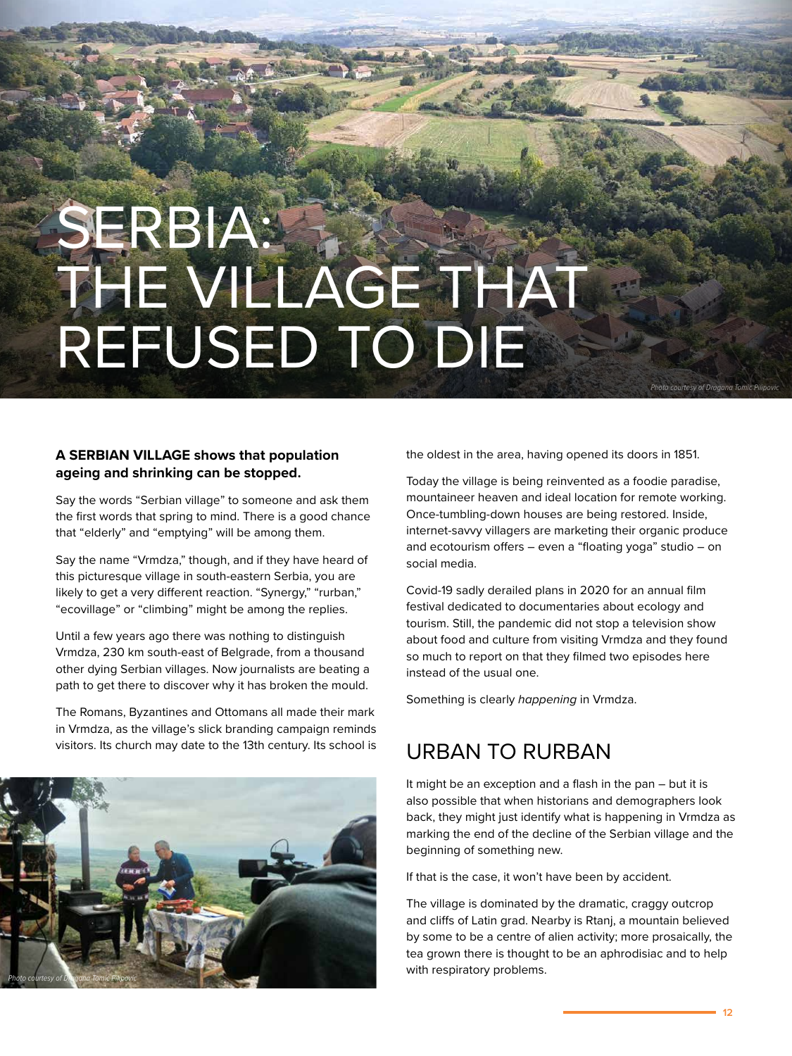# SERBIA: THE VILLAGE THAT REFUSED TO DIE

*Photo courtesy of Dragana Tomic Pilipovic*

**A SERBIAN VILLAGE shows that population ageing and shrinking can be stopped.**

Say the words "Serbian village" to someone and ask them the first words that spring to mind. There is a good chance that "elderly" and "emptying" will be among them.

Say the name "Vrmdza," though, and if they have heard of this picturesque village in south-eastern Serbia, you are likely to get a very different reaction. "Synergy," "rurban," "ecovillage" or "climbing" might be among the replies.

Until a few years ago there was nothing to distinguish Vrmdza, 230 km south-east of Belgrade, from a thousand other dying Serbian villages. Now journalists are beating a path to get there to discover why it has broken the mould.

The Romans, Byzantines and Ottomans all made their mark in Vrmdza, as the village's slick branding campaign reminds visitors. Its church may date to the 13th century. Its school is the oldest in the area, having opened its doors in 1851.

*Photo courtesy of Dragana Tomic Pilipovic*

Today the village is being reinvented as a foodie paradise, mountaineer heaven and ideal location for remote working. Once-tumbling-down houses are being restored. Inside, internet-savvy villagers are marketing their organic produce and ecotourism offers – even a "floating yoga" studio – on social media.

Covid-19 sadly derailed plans in 2020 for an annual film festival dedicated to documentaries about ecology and tourism. Still, the pandemic did not stop a television show about food and culture from visiting Vrmdza and they found so much to report on that they filmed two episodes here instead of the usual one.

Something is clearly *happening* in Vrmdza.

## URBAN TO RURBAN

It might be an exception and a flash in the pan – but it is also possible that when historians and demographers look back, they might just identify what is happening in Vrmdza as marking the end of the decline of the Serbian village and the beginning of something new.

If that is the case, it won't have been by accident.

The village is dominated by the dramatic, craggy outcrop and cliffs of Latin grad. Nearby is Rtanj, a mountain believed by some to be a centre of alien activity; more prosaically, the tea grown there is thought to be an aphrodisiac and to help with respiratory problems.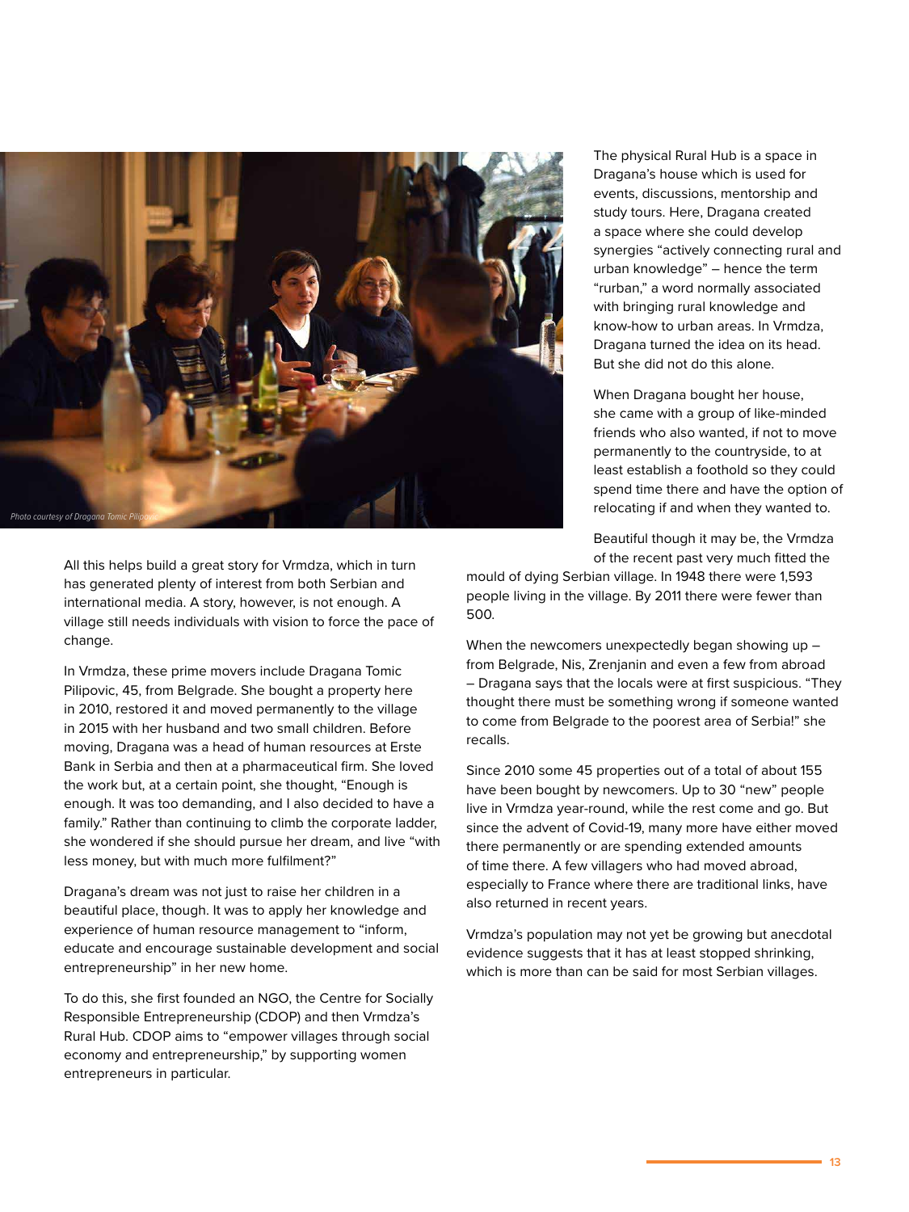Photo courtesy of Dragana Tomic Pilipovic

All this helps build a great story for Vrmdza, which in turn has generated plenty of interest from both Serbian and international media. A story, however, is not enough. A village still needs individuals with vision to force the pace of change.

In Vrmdza, these prime movers include Dragana Tomic Pilipovic, 45, from Belgrade. She bought a property here in 2010, restored it and moved permanently to the village in 2015 with her husband and two small children. Before moving, Dragana was a head of human resources at Erste Bank in Serbia and then at a pharmaceutical firm. She loved the work but, at a certain point, she thought, "Enough is enough. It was too demanding, and I also decided to have a family." Rather than continuing to climb the corporate ladder, she wondered if she should pursue her dream, and live "with less money, but with much more fulfilment?"

Dragana's dream was not just to raise her children in a beautiful place, though. It was to apply her knowledge and experience of human resource management to "inform, educate and encourage sustainable development and social entrepreneurship" in her new home.

To do this, she first founded an NGO, the Centre for Socially Responsible Entrepreneurship (CDOP) and then Vrmdza's Rural Hub. CDOP aims to "empower villages through social economy and entrepreneurship," by supporting women entrepreneurs in particular.

The physical Rural Hub is a space in Dragana's house which is used for events, discussions, mentorship and study tours. Here, Dragana created a space where she could develop synergies "actively connecting rural and urban knowledge" – hence the term "rurban," a word normally associated with bringing rural knowledge and know-how to urban areas. In Vrmdza, Dragana turned the idea on its head. But she did not do this alone.

When Dragana bought her house, she came with a group of like-minded friends who also wanted, if not to move permanently to the countryside, to at least establish a foothold so they could spend time there and have the option of relocating if and when they wanted to.

Beautiful though it may be, the Vrmdza of the recent past very much fitted the mould of dying Serbian village. In 1948 there were 1,593 people living in the village. By 2011 there were fewer than 500.

When the newcomers unexpectedly began showing up – from Belgrade, Nis, Zrenjanin and even a few from abroad – Dragana says that the locals were at first suspicious. "They thought there must be something wrong if someone wanted to come from Belgrade to the poorest area of Serbia!" she recalls.

Since 2010 some 45 properties out of a total of about 155 have been bought by newcomers. Up to 30 "new" people live in Vrmdza year-round, while the rest come and go. But since the advent of Covid-19, many more have either moved there permanently or are spending extended amounts of time there. A few villagers who had moved abroad, especially to France where there are traditional links, have also returned in recent years.

Vrmdza's population may not yet be growing but anecdotal evidence suggests that it has at least stopped shrinking, which is more than can be said for most Serbian villages.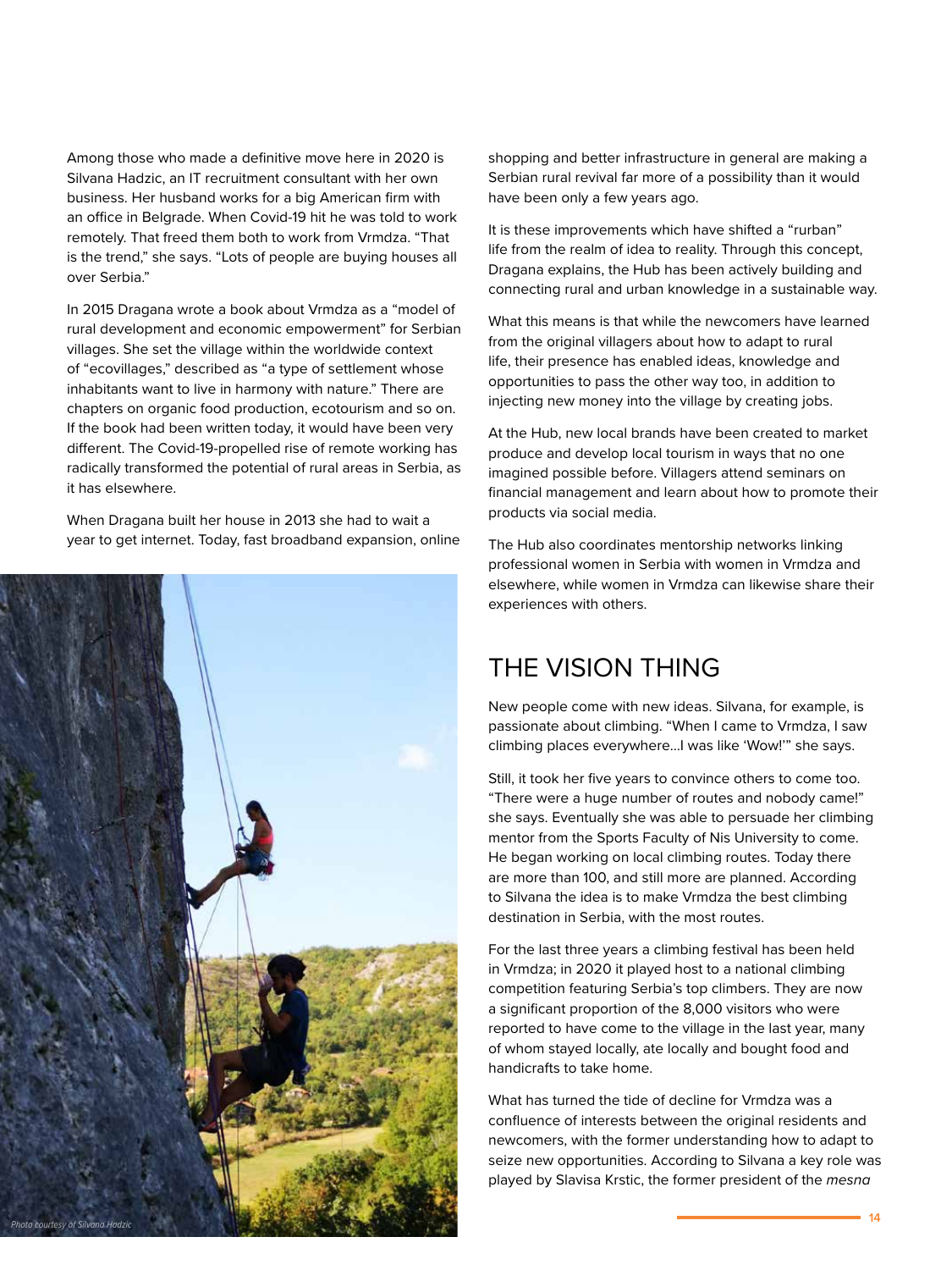Among those who made a definitive move here in 2020 is Silvana Hadzic, an IT recruitment consultant with her own business. Her husband works for a big American firm with an office in Belgrade. When Covid-19 hit he was told to work remotely. That freed them both to work from Vrmdza. "That is the trend," she says. "Lots of people are buying houses all over Serbia."

In 2015 Dragana wrote a book about Vrmdza as a "model of rural development and economic empowerment" for Serbian villages. She set the village within the worldwide context of "ecovillages," described as "a type of settlement whose inhabitants want to live in harmony with nature." There are chapters on organic food production, ecotourism and so on. If the book had been written today, it would have been very different. The Covid-19-propelled rise of remote working has radically transformed the potential of rural areas in Serbia, as it has elsewhere.

When Dragana built her house in 2013 she had to wait a year to get internet. Today, fast broadband expansion, online shopping and better infrastructure in general are making a Serbian rural revival far more of a possibility than it would have been only a few years ago.

*Photo courtesy of Silvana Hadzic*

It is these improvements which have shifted a "rurban" life from the realm of idea to reality. Through this concept, Dragana explains, the Hub has been actively building and connecting rural and urban knowledge in a sustainable way.

What this means is that while the newcomers have learned from the original villagers about how to adapt to rural life, their presence has enabled ideas, knowledge and opportunities to pass the other way too, in addition to injecting new money into the village by creating jobs.

At the Hub, new local brands have been created to market produce and develop local tourism in ways that no one imagined possible before. Villagers attend seminars on financial management and learn about how to promote their products via social media.

The Hub also coordinates mentorship networks linking professional women in Serbia with women in Vrmdza and elsewhere, while women in Vrmdza can likewise share their experiences with others.

## THE VISION THING

New people come with new ideas. Silvana, for example, is passionate about climbing. "When I came to Vrmdza, I saw climbing places everywhere...I was like 'Wow!'" she says.

Still, it took her five years to convince others to come too. "There were a huge number of routes and nobody came!" she says. Eventually she was able to persuade her climbing mentor from the Sports Faculty of Nis University to come. He began working on local climbing routes. Today there are more than 100, and still more are planned. According to Silvana the idea is to make Vrmdza the best climbing destination in Serbia, with the most routes.

For the last three years a climbing festival has been held in Vrmdza; in 2020 it played host to a national climbing competition featuring Serbia's top climbers. They are now a significant proportion of the 8,000 visitors who were reported to have come to the village in the last year, many of whom stayed locally, ate locally and bought food and handicrafts to take home.

What has turned the tide of decline for Vrmdza was a confluence of interests between the original residents and newcomers, with the former understanding how to adapt to seize new opportunities. According to Silvana a key role was played by Slavisa Krstic, the former president of the *mesna*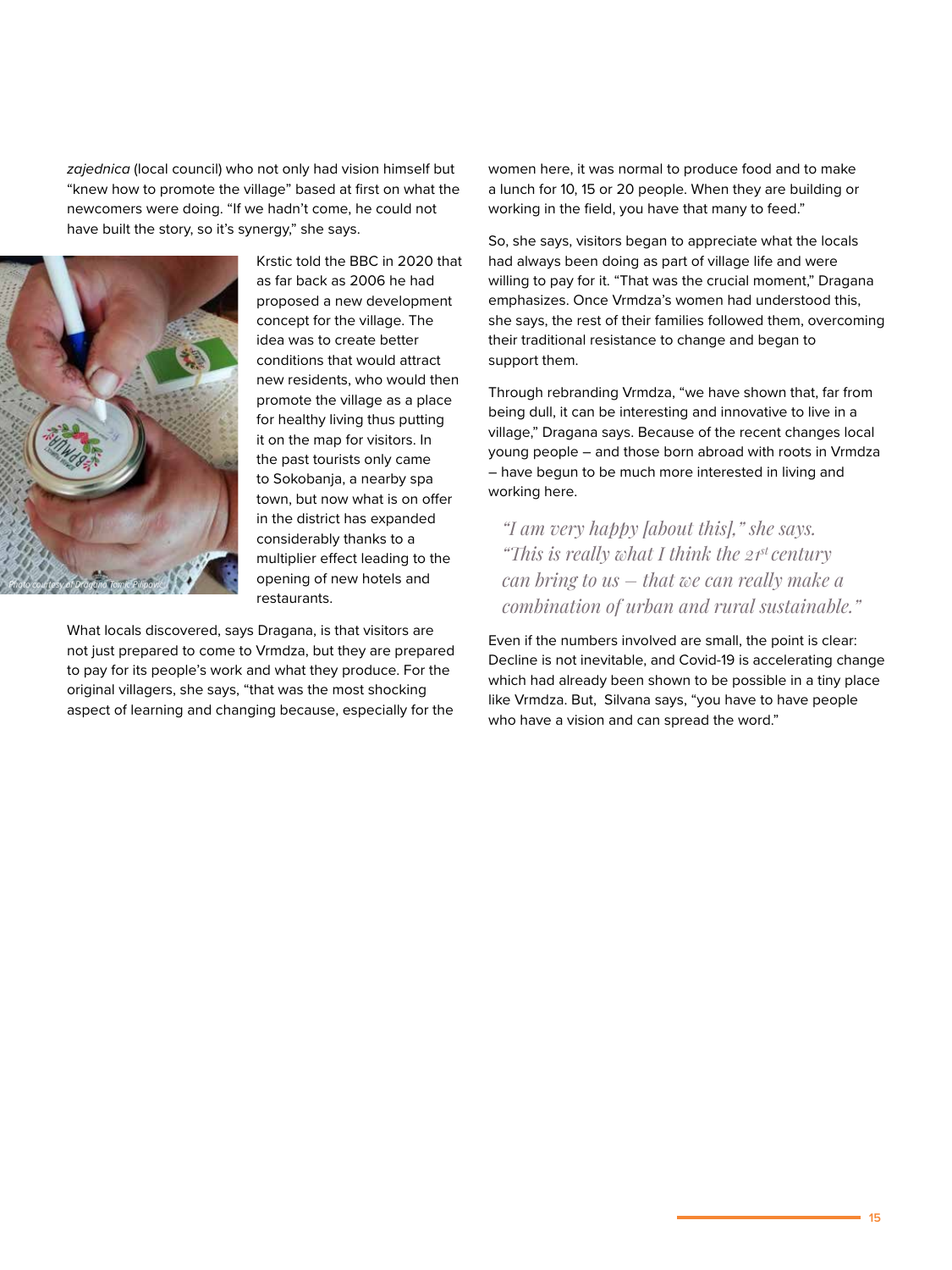*zajednica* (local council) who not only had vision himself but "knew how to promote the village" based at first on what the newcomers were doing. "If we hadn't come, he could not have built the story, so it's synergy," she says.

Photo courtesy of Dragana Tomić Pilipović

Krstic told the BBC in 2020 that as far back as 2006 he had proposed a new development concept for the village. The idea was to create better conditions that would attract new residents, who would then promote the village as a place for healthy living thus putting it on the map for visitors. In the past tourists only came to Sokobanja, a nearby spa town, but now what is on offer in the district has expanded considerably thanks to a multiplier effect leading to the opening of new hotels and restaurants.

What locals discovered, says Dragana, is that visitors are not just prepared to come to Vrmdza, but they are prepared to pay for its people's work and what they produce. For the original villagers, she says, "that was the most shocking aspect of learning and changing because, especially for the women here, it was normal to produce food and to make a lunch for 10, 15 or 20 people. When they are building or working in the field, you have that many to feed."

So, she says, visitors began to appreciate what the locals had always been doing as part of village life and were willing to pay for it. "That was the crucial moment," Dragana emphasizes. Once Vrmdza's women had understood this, she says, the rest of their families followed them, overcoming their traditional resistance to change and began to support them.

Through rebranding Vrmdza, "we have shown that, far from being dull, it can be interesting and innovative to live in a village," Dragana says. Because of the recent changes local young people – and those born abroad with roots in Vrmdza – have begun to be much more interested in living and working here.

> *"I am very happy [about this]," she says. "This is really what I think the 21st century can bring to us – that we can really make a combination of urban and rural sustainable."*

Even if the numbers involved are small, the point is clear: Decline is not inevitable, and Covid-19 is accelerating change which had already been shown to be possible in a tiny place like Vrmdza. But, Silvana says, "you have to have people who have a vision and can spread the word."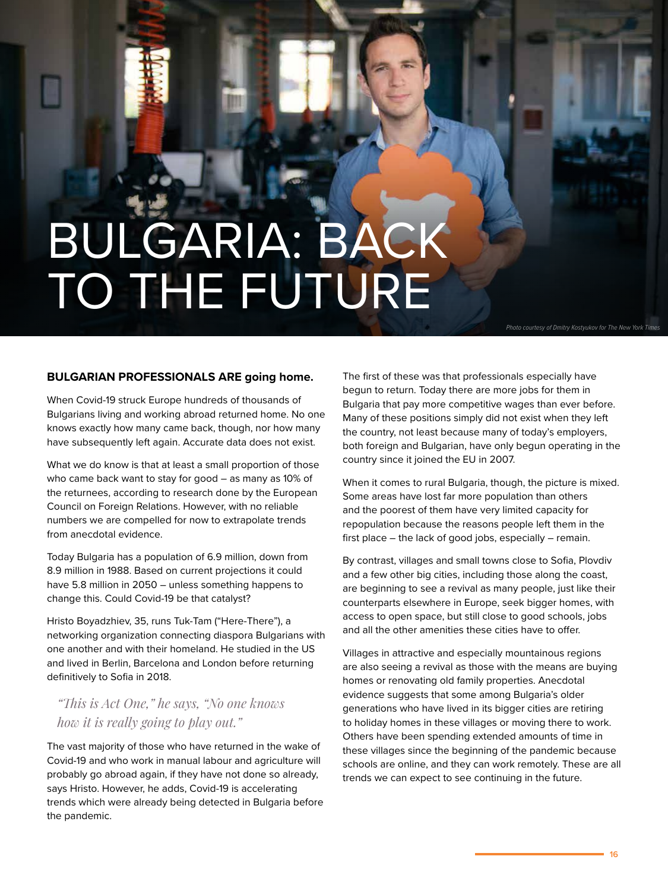# BULGARIA: BACK TO THE FUTURE

Photo courtesy of Dmitry Kostyukov for The New York Times

**BULGARIAN PROFESSIONALS ARE going home.**

When Covid-19 struck Europe hundreds of thousands of Bulgarians living and working abroad returned home. No one knows exactly how many came back, though, nor how many have subsequently left again. Accurate data does not exist.

What we do know is that at least a small proportion of those who came back want to stay for good – as many as 10% of the returnees, according to research done by the European Council on Foreign Relations. However, with no reliable numbers we are compelled for now to extrapolate trends from anecdotal evidence.

Today Bulgaria has a population of 6.9 million, down from 8.9 million in 1988. Based on current projections it could have 5.8 million in 2050 – unless something happens to change this. Could Covid-19 be that catalyst?

Hristo Boyadzhiev, 35, runs Tuk-Tam ("Here-There"), a networking organization connecting diaspora Bulgarians with one another and with their homeland. He studied in the US and lived in Berlin, Barcelona and London before returning definitively to Sofia in 2018.

> *"This is Act One," he says, "No one knows how it is really going to play out."*

The vast majority of those who have returned in the wake of Covid-19 and who work in manual labour and agriculture will probably go abroad again, if they have not done so already, says Hristo. However, he adds, Covid-19 is accelerating trends which were already being detected in Bulgaria before the pandemic.

The first of these was that professionals especially have begun to return. Today there are more jobs for them in Bulgaria that pay more competitive wages than ever before. Many of these positions simply did not exist when they left the country, not least because many of today's employers, both foreign and Bulgarian, have only begun operating in the country since it joined the EU in 2007.

When it comes to rural Bulgaria, though, the picture is mixed. Some areas have lost far more population than others and the poorest of them have very limited capacity for repopulation because the reasons people left them in the first place – the lack of good jobs, especially – remain.

By contrast, villages and small towns close to Sofia, Plovdiv and a few other big cities, including those along the coast, are beginning to see a revival as many people, just like their counterparts elsewhere in Europe, seek bigger homes, with access to open space, but still close to good schools, jobs and all the other amenities these cities have to offer.

Villages in attractive and especially mountainous regions are also seeing a revival as those with the means are buying homes or renovating old family properties. Anecdotal evidence suggests that some among Bulgaria's older generations who have lived in its bigger cities are retiring to holiday homes in these villages or moving there to work. Others have been spending extended amounts of time in these villages since the beginning of the pandemic because schools are online, and they can work remotely. These are all trends we can expect to see continuing in the future.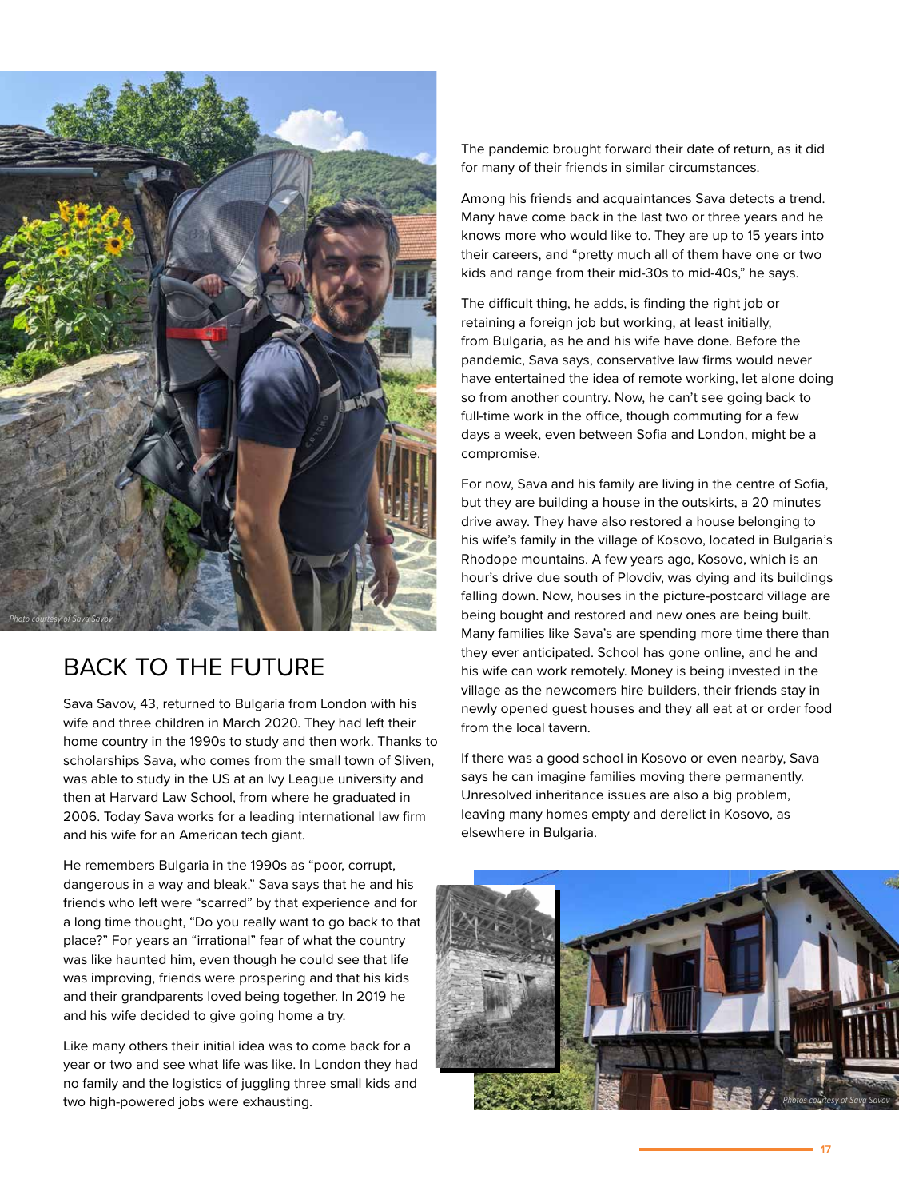Photo courtesy of Sava Savov

## BACK TO THE FUTURE

Sava Savov, 43, returned to Bulgaria from London with his wife and three children in March 2020. They had left their home country in the 1990s to study and then work. Thanks to scholarships Sava, who comes from the small town of Sliven, was able to study in the US at an Ivy League university and then at Harvard Law School, from where he graduated in 2006. Today Sava works for a leading international law firm and his wife for an American tech giant.

He remembers Bulgaria in the 1990s as "poor, corrupt, dangerous in a way and bleak." Sava says that he and his friends who left were "scarred" by that experience and for a long time thought, "Do you really want to go back to that place?" For years an "irrational" fear of what the country was like haunted him, even though he could see that life was improving, friends were prospering and that his kids and their grandparents loved being together. In 2019 he and his wife decided to give going home a try.

Like many others their initial idea was to come back for a year or two and see what life was like. In London they had no family and the logistics of juggling three small kids and two high-powered jobs were exhausting.

The pandemic brought forward their date of return, as it did for many of their friends in similar circumstances.

Among his friends and acquaintances Sava detects a trend. Many have come back in the last two or three years and he knows more who would like to. They are up to 15 years into their careers, and "pretty much all of them have one or two kids and range from their mid-30s to mid-40s," he says.

The difficult thing, he adds, is finding the right job or retaining a foreign job but working, at least initially, from Bulgaria, as he and his wife have done. Before the pandemic, Sava says, conservative law firms would never have entertained the idea of remote working, let alone doing so from another country. Now, he can't see going back to full-time work in the office, though commuting for a few days a week, even between Sofia and London, might be a compromise.

For now, Sava and his family are living in the centre of Sofia, but they are building a house in the outskirts, a 20 minutes drive away. They have also restored a house belonging to his wife's family in the village of Kosovo, located in Bulgaria's Rhodope mountains. A few years ago, Kosovo, which is an hour's drive due south of Plovdiv, was dying and its buildings falling down. Now, houses in the picture-postcard village are being bought and restored and new ones are being built. Many families like Sava's are spending more time there than they ever anticipated. School has gone online, and he and his wife can work remotely. Money is being invested in the village as the newcomers hire builders, their friends stay in newly opened guest houses and they all eat at or order food from the local tavern.

If there was a good school in Kosovo or even nearby, Sava says he can imagine families moving there permanently. Unresolved inheritance issues are also a big problem, leaving many homes empty and derelict in Kosovo, as elsewhere in Bulgaria.

Photos courtesy of Sava Savov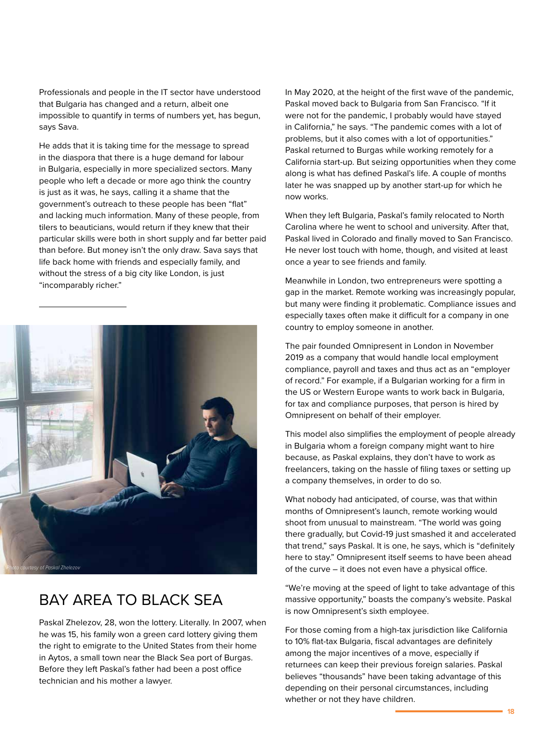Professionals and people in the IT sector have understood that Bulgaria has changed and a return, albeit one impossible to quantify in terms of numbers yet, has begun, says Sava.

He adds that it is taking time for the message to spread in the diaspora that there is a huge demand for labour in Bulgaria, especially in more specialized sectors. Many people who left a decade or more ago think the country is just as it was, he says, calling it a shame that the government's outreach to these people has been "flat" and lacking much information. Many of these people, from tilers to beauticians, would return if they knew that their particular skills were both in short supply and far better paid than before. But money isn't the only draw. Sava says that life back home with friends and especially family, and without the stress of a big city like London, is just "incomparably richer."

*Photo courtesy of Paskal Zhelezov*

## BAY AREA TO BLACK SEA

Paskal Zhelezov, 28, won the lottery. Literally. In 2007, when he was 15, his family won a green card lottery giving them the right to emigrate to the United States from their home in Aytos, a small town near the Black Sea port of Burgas. Before they left Paskal's father had been a post office technician and his mother a lawyer.

In May 2020, at the height of the first wave of the pandemic, Paskal moved back to Bulgaria from San Francisco. "If it were not for the pandemic, I probably would have stayed in California," he says. "The pandemic comes with a lot of problems, but it also comes with a lot of opportunities." Paskal returned to Burgas while working remotely for a California start-up. But seizing opportunities when they come along is what has defined Paskal's life. A couple of months later he was snapped up by another start-up for which he now works.

When they left Bulgaria, Paskal's family relocated to North Carolina where he went to school and university. After that, Paskal lived in Colorado and finally moved to San Francisco. He never lost touch with home, though, and visited at least once a year to see friends and family.

Meanwhile in London, two entrepreneurs were spotting a gap in the market. Remote working was increasingly popular, but many were finding it problematic. Compliance issues and especially taxes often make it difficult for a company in one country to employ someone in another.

The pair founded Omnipresent in London in November 2019 as a company that would handle local employment compliance, payroll and taxes and thus act as an "employer of record." For example, if a Bulgarian working for a firm in the US or Western Europe wants to work back in Bulgaria, for tax and compliance purposes, that person is hired by Omnipresent on behalf of their employer.

This model also simplifies the employment of people already in Bulgaria whom a foreign company might want to hire because, as Paskal explains, they don't have to work as freelancers, taking on the hassle of filing taxes or setting up a company themselves, in order to do so.

What nobody had anticipated, of course, was that within months of Omnipresent's launch, remote working would shoot from unusual to mainstream. "The world was going there gradually, but Covid-19 just smashed it and accelerated that trend," says Paskal. It is one, he says, which is "definitely here to stay." Omnipresent itself seems to have been ahead of the curve – it does not even have a physical office.

"We're moving at the speed of light to take advantage of this massive opportunity," boasts the company's website. Paskal is now Omnipresent's sixth employee.

For those coming from a high-tax jurisdiction like California to 10% flat-tax Bulgaria, fiscal advantages are definitely among the major incentives of a move, especially if returnees can keep their previous foreign salaries. Paskal believes "thousands" have been taking advantage of this depending on their personal circumstances, including whether or not they have children.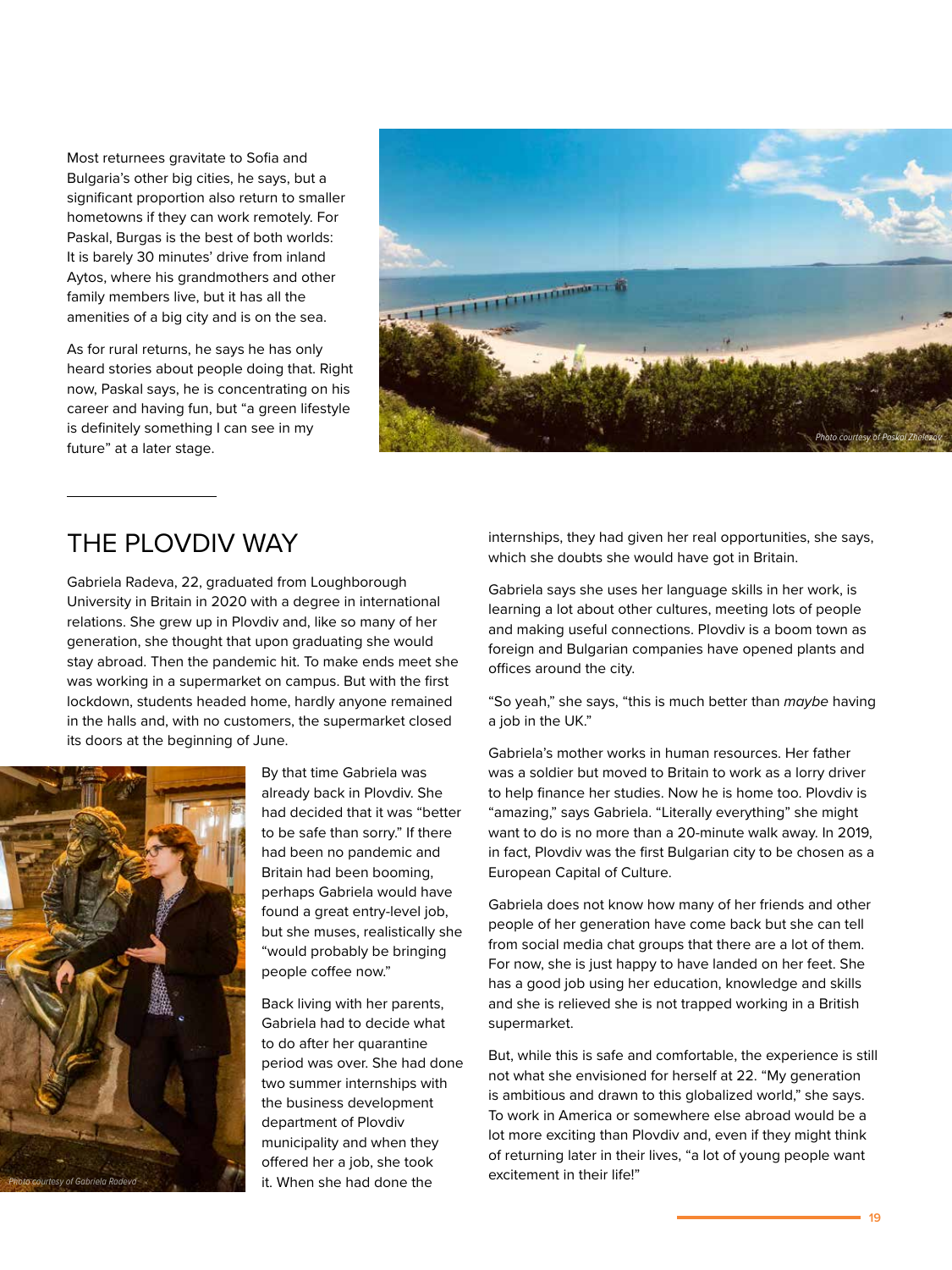Most returnees gravitate to Sofia and Bulgaria's other big cities, he says, but a significant proportion also return to smaller hometowns if they can work remotely. For Paskal, Burgas is the best of both worlds: It is barely 30 minutes' drive from inland Aytos, where his grandmothers and other family members live, but it has all the amenities of a big city and is on the sea.

As for rural returns, he says he has only heard stories about people doing that. Right now, Paskal says, he is concentrating on his career and having fun, but "a green lifestyle is definitely something I can see in my future" at a later stage.

*Photo courtesy of Paskal Zhelezov*

## THE PLOVDIV WAY

Gabriela Radeva, 22, graduated from Loughborough University in Britain in 2020 with a degree in international relations. She grew up in Plovdiv and, like so many of her generation, she thought that upon graduating she would stay abroad. Then the pandemic hit. To make ends meet she was working in a supermarket on campus. But with the first lockdown, students headed home, hardly anyone remained in the halls and, with no customers, the supermarket closed its doors at the beginning of June.

*Photo courtesy of Gabriela Radeva*

By that time Gabriela was already back in Plovdiv. She had decided that it was "better to be safe than sorry." If there had been no pandemic and Britain had been booming, perhaps Gabriela would have found a great entry-level job, but she muses, realistically she "would probably be bringing people coffee now."

Back living with her parents, Gabriela had to decide what to do after her quarantine period was over. She had done two summer internships with the business development department of Plovdiv municipality and when they offered her a job, she took it. When she had done the internships, they had given her real opportunities, she says, which she doubts she would have got in Britain.

Gabriela says she uses her language skills in her work, is learning a lot about other cultures, meeting lots of people and making useful connections. Plovdiv is a boom town as foreign and Bulgarian companies have opened plants and offices around the city.

"So yeah," she says, "this is much better than *maybe* having a job in the UK."

Gabriela's mother works in human resources. Her father was a soldier but moved to Britain to work as a lorry driver to help finance her studies. Now he is home too. Plovdiv is "amazing," says Gabriela. "Literally everything" she might want to do is no more than a 20-minute walk away. In 2019, in fact, Plovdiv was the first Bulgarian city to be chosen as a European Capital of Culture.

Gabriela does not know how many of her friends and other people of her generation have come back but she can tell from social media chat groups that there are a lot of them. For now, she is just happy to have landed on her feet. She has a good job using her education, knowledge and skills and she is relieved she is not trapped working in a British supermarket.

But, while this is safe and comfortable, the experience is still not what she envisioned for herself at 22. "My generation is ambitious and drawn to this globalized world," she says. To work in America or somewhere else abroad would be a lot more exciting than Plovdiv and, even if they might think of returning later in their lives, "a lot of young people want excitement in their life!"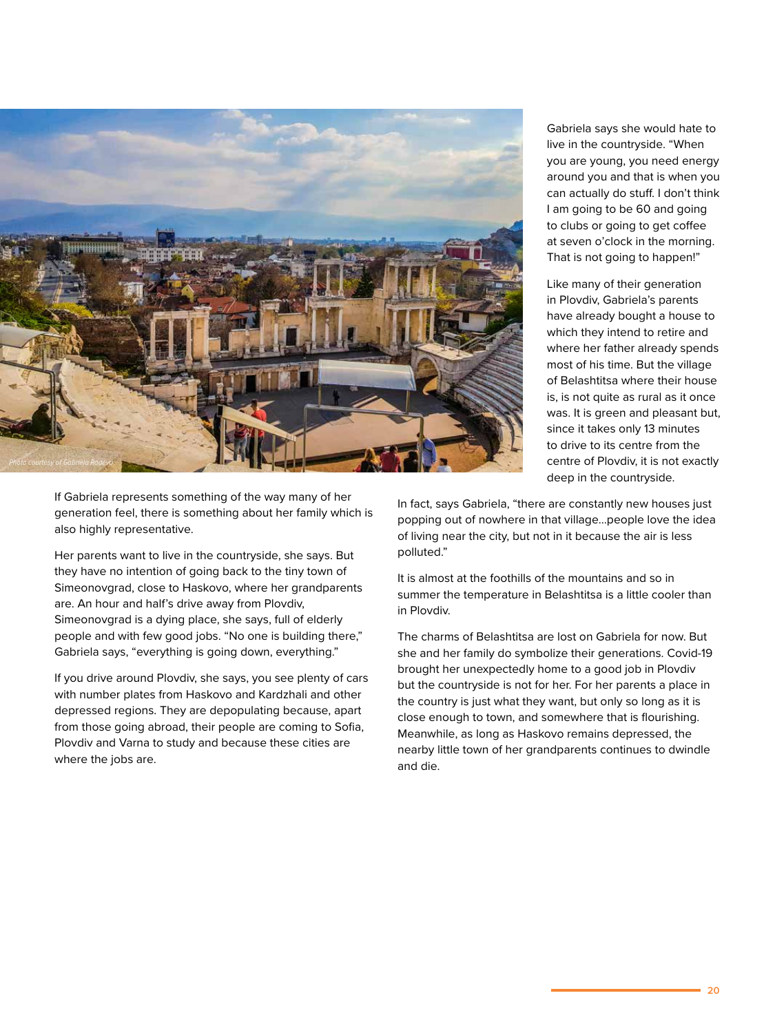Gabriela says she would hate to live in the countryside. "When you are young, you need energy around you and that is when you can actually do stuff. I don't think I am going to be 60 and going to clubs or going to get coffee at seven o'clock in the morning. That is not going to happen!"

Like many of their generation in Plovdiv, Gabriela's parents have already bought a house to which they intend to retire and where her father already spends most of his time. But the village of Belashtitsa where their house is, is not quite as rural as it once was. It is green and pleasant but, since it takes only 13 minutes to drive to its centre from the centre of Plovdiv, it is not exactly deep in the countryside.

*Photo courtesy of Gabriela Radeva*

If Gabriela represents something of the way many of her generation feel, there is something about her family which is also highly representative.

Her parents want to live in the countryside, she says. But they have no intention of going back to the tiny town of Simeonovgrad, close to Haskovo, where her grandparents are. An hour and half's drive away from Plovdiv, Simeonovgrad is a dying place, she says, full of elderly people and with few good jobs. "No one is building there," Gabriela says, "everything is going down, everything."

If you drive around Plovdiv, she says, you see plenty of cars with number plates from Haskovo and Kardzhali and other depressed regions. They are depopulating because, apart from those going abroad, their people are coming to Sofia, Plovdiv and Varna to study and because these cities are where the jobs are.

In fact, says Gabriela, "there are constantly new houses just popping out of nowhere in that village…people love the idea of living near the city, but not in it because the air is less polluted."

It is almost at the foothills of the mountains and so in summer the temperature in Belashtitsa is a little cooler than in Plovdiv.

The charms of Belashtitsa are lost on Gabriela for now. But she and her family do symbolize their generations. Covid-19 brought her unexpectedly home to a good job in Plovdiv but the countryside is not for her. For her parents a place in the country is just what they want, but only so long as it is close enough to town, and somewhere that is flourishing. Meanwhile, as long as Haskovo remains depressed, the nearby little town of her grandparents continues to dwindle and die.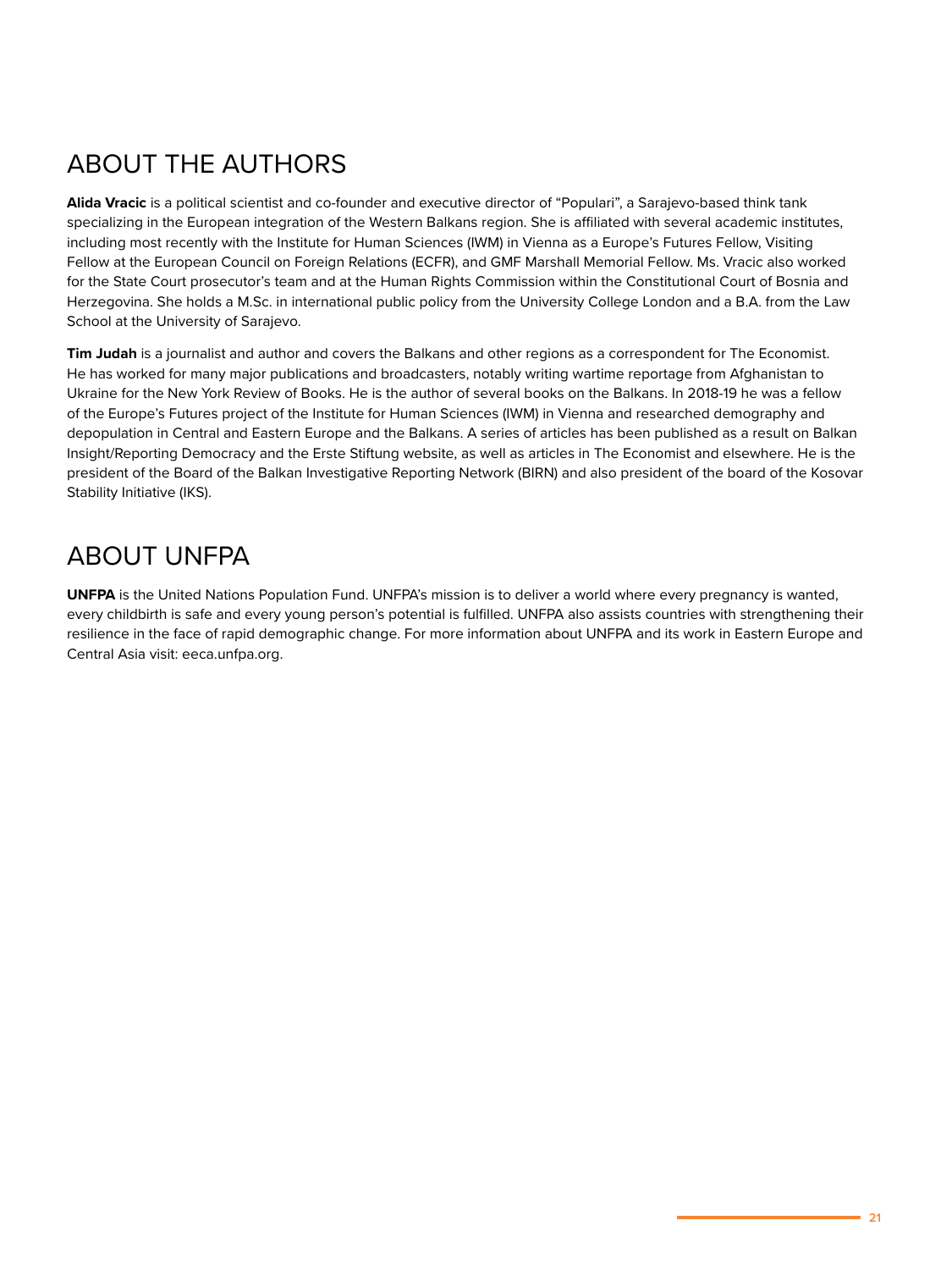# ABOUT THE AUTHORS

**Alida Vracic** is a political scientist and co-founder and executive director of "Populari", a Sarajevo-based think tank specializing in the European integration of the Western Balkans region. She is affiliated with several academic institutes, including most recently with the Institute for Human Sciences (IWM) in Vienna as a Europe's Futures Fellow, Visiting Fellow at the European Council on Foreign Relations (ECFR), and GMF Marshall Memorial Fellow. Ms. Vracic also worked for the State Court prosecutor's team and at the Human Rights Commission within the Constitutional Court of Bosnia and Herzegovina. She holds a M.Sc. in international public policy from the University College London and a B.A. from the Law School at the University of Sarajevo.

**Tim Judah** is a journalist and author and covers the Balkans and other regions as a correspondent for The Economist. He has worked for many major publications and broadcasters, notably writing wartime reportage from Afghanistan to Ukraine for the New York Review of Books. He is the author of several books on the Balkans. In 2018-19 he was a fellow of the Europe's Futures project of the Institute for Human Sciences (IWM) in Vienna and researched demography and depopulation in Central and Eastern Europe and the Balkans. A series of articles has been published as a result on Balkan Insight/Reporting Democracy and the Erste Stiftung website, as well as articles in The Economist and elsewhere. He is the president of the Board of the Balkan Investigative Reporting Network (BIRN) and also president of the board of the Kosovar Stability Initiative (IKS).

# ABOUT UNFPA

**UNFPA** is the United Nations Population Fund. UNFPA's mission is to deliver a world where every pregnancy is wanted, every childbirth is safe and every young person's potential is fulfilled. UNFPA also assists countries with strengthening their resilience in the face of rapid demographic change. For more information about UNFPA and its work in Eastern Europe and Central Asia visit: eeca.unfpa.org.